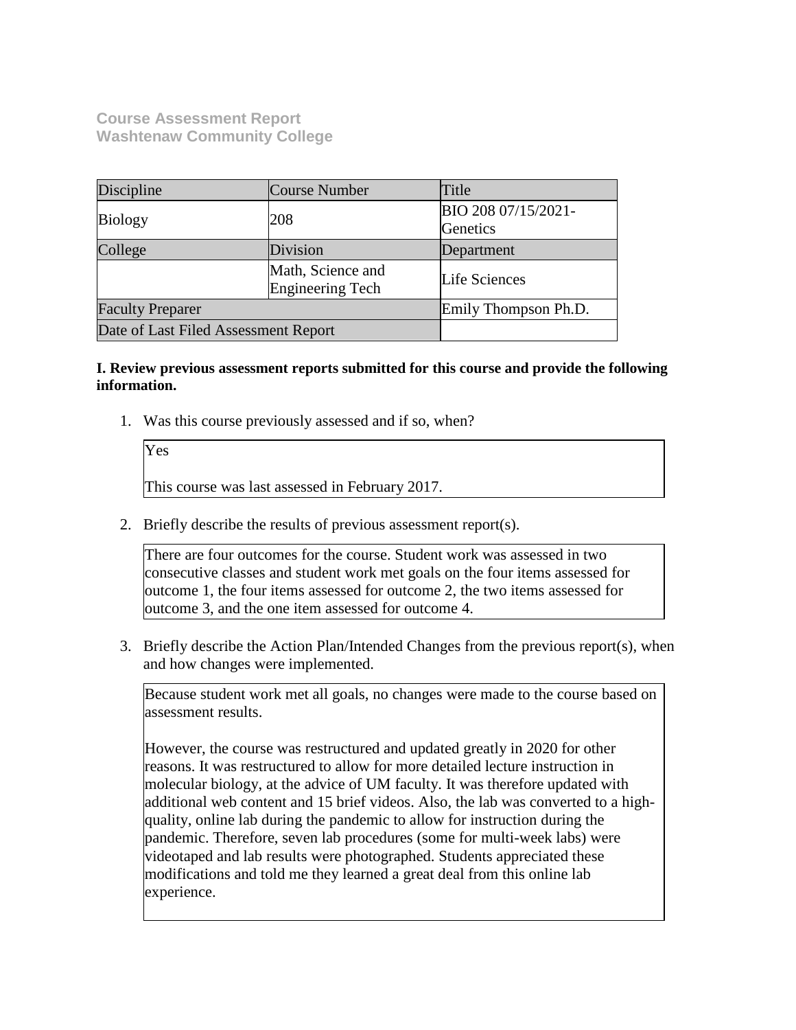**Course Assessment Report**
**Washtenaw Community College**

| Discipline | Course Number | Title |
|---|---|---|
| Biology | 208 | BIO 208 07/15/2021-Genetics |
| College | Division | Department |
| | Math, Science and Engineering Tech | Life Sciences |
| Faculty Preparer | | Emily Thompson Ph.D. |
| Date of Last Filed Assessment Report | | |

**I. Review previous assessment reports submitted for this course and provide the following information.**

1. Was this course previously assessed and if so, when?

   Yes

   This course was last assessed in February 2017.

2. Briefly describe the results of previous assessment report(s).

   There are four outcomes for the course. Student work was assessed in two consecutive classes and student work met goals on the four items assessed for outcome 1, the four items assessed for outcome 2, the two items assessed for outcome 3, and the one item assessed for outcome 4.

3. Briefly describe the Action Plan/Intended Changes from the previous report(s), when and how changes were implemented.

   Because student work met all goals, no changes were made to the course based on assessment results.

   However, the course was restructured and updated greatly in 2020 for other reasons. It was restructured to allow for more detailed lecture instruction in molecular biology, at the advice of UM faculty. It was therefore updated with additional web content and 15 brief videos. Also, the lab was converted to a high-quality, online lab during the pandemic to allow for instruction during the pandemic. Therefore, seven lab procedures (some for multi-week labs) were videotaped and lab results were photographed. Students appreciated these modifications and told me they learned a great deal from this online lab experience.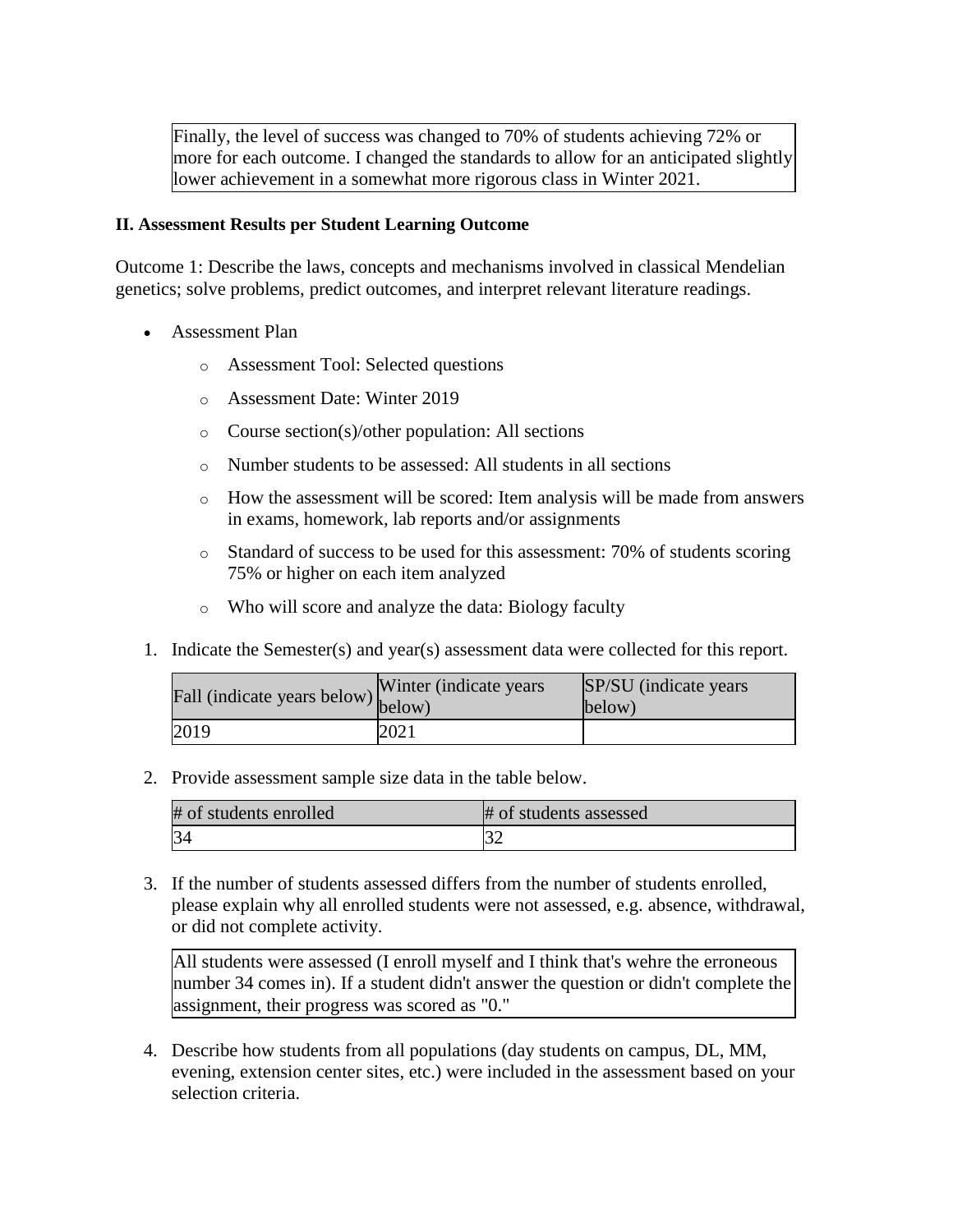Finally, the level of success was changed to 70% of students achieving 72% or more for each outcome. I changed the standards to allow for an anticipated slightly lower achievement in a somewhat more rigorous class in Winter 2021.

**II. Assessment Results per Student Learning Outcome**

Outcome 1: Describe the laws, concepts and mechanisms involved in classical Mendelian genetics; solve problems, predict outcomes, and interpret relevant literature readings.

- Assessment Plan
    - Assessment Tool: Selected questions
    - Assessment Date: Winter 2019
    - Course section(s)/other population: All sections
    - Number students to be assessed: All students in all sections
    - How the assessment will be scored: Item analysis will be made from answers in exams, homework, lab reports and/or assignments
    - Standard of success to be used for this assessment: 70% of students scoring 75% or higher on each item analyzed
    - Who will score and analyze the data: Biology faculty

1. Indicate the Semester(s) and year(s) assessment data were collected for this report.

| Fall (indicate years below) | Winter (indicate years below) | SP/SU (indicate years below) |
|---|---|---|
| 2019 | 2021 | |

2. Provide assessment sample size data in the table below.

| # of students enrolled | # of students assessed |
|---|---|
| 34 | 32 |

3. If the number of students assessed differs from the number of students enrolled, please explain why all enrolled students were not assessed, e.g. absence, withdrawal, or did not complete activity.

All students were assessed (I enroll myself and I think that's wehre the erroneous number 34 comes in). If a student didn't answer the question or didn't complete the assignment, their progress was scored as "0."

4. Describe how students from all populations (day students on campus, DL, MM, evening, extension center sites, etc.) were included in the assessment based on your selection criteria.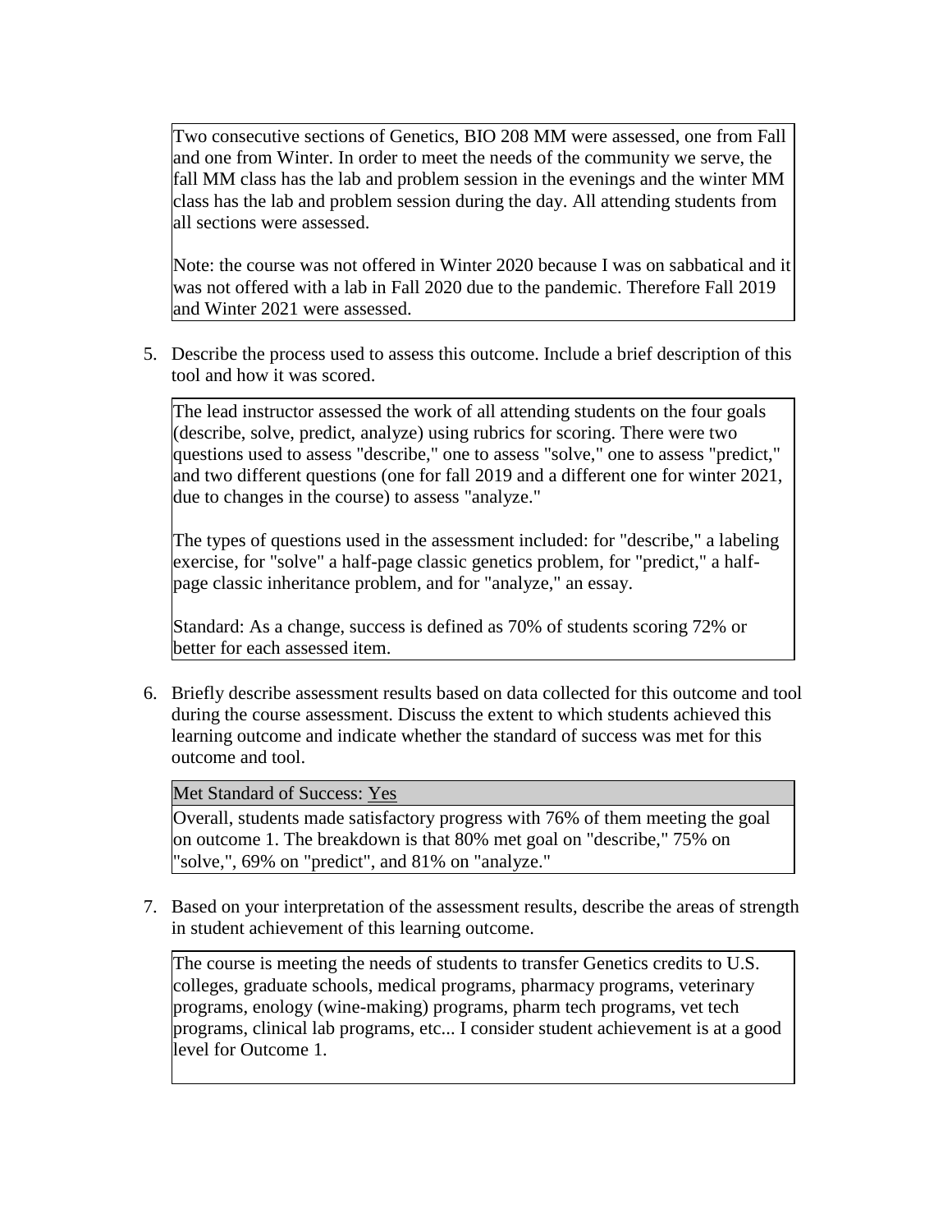Two consecutive sections of Genetics, BIO 208 MM were assessed, one from Fall and one from Winter. In order to meet the needs of the community we serve, the fall MM class has the lab and problem session in the evenings and the winter MM class has the lab and problem session during the day. All attending students from all sections were assessed.

Note: the course was not offered in Winter 2020 because I was on sabbatical and it was not offered with a lab in Fall 2020 due to the pandemic. Therefore Fall 2019 and Winter 2021 were assessed.

5. Describe the process used to assess this outcome. Include a brief description of this tool and how it was scored.

The lead instructor assessed the work of all attending students on the four goals (describe, solve, predict, analyze) using rubrics for scoring. There were two questions used to assess "describe," one to assess "solve," one to assess "predict," and two different questions (one for fall 2019 and a different one for winter 2021, due to changes in the course) to assess "analyze."

The types of questions used in the assessment included: for "describe," a labeling exercise, for "solve" a half-page classic genetics problem, for "predict," a half-page classic inheritance problem, and for "analyze," an essay.

Standard: As a change, success is defined as 70% of students scoring 72% or better for each assessed item.

6. Briefly describe assessment results based on data collected for this outcome and tool during the course assessment. Discuss the extent to which students achieved this learning outcome and indicate whether the standard of success was met for this outcome and tool.

Met Standard of Success: Yes

Overall, students made satisfactory progress with 76% of them meeting the goal on outcome 1. The breakdown is that 80% met goal on "describe," 75% on "solve,", 69% on "predict", and 81% on "analyze."

7. Based on your interpretation of the assessment results, describe the areas of strength in student achievement of this learning outcome.

The course is meeting the needs of students to transfer Genetics credits to U.S. colleges, graduate schools, medical programs, pharmacy programs, veterinary programs, enology (wine-making) programs, pharm tech programs, vet tech programs, clinical lab programs, etc... I consider student achievement is at a good level for Outcome 1.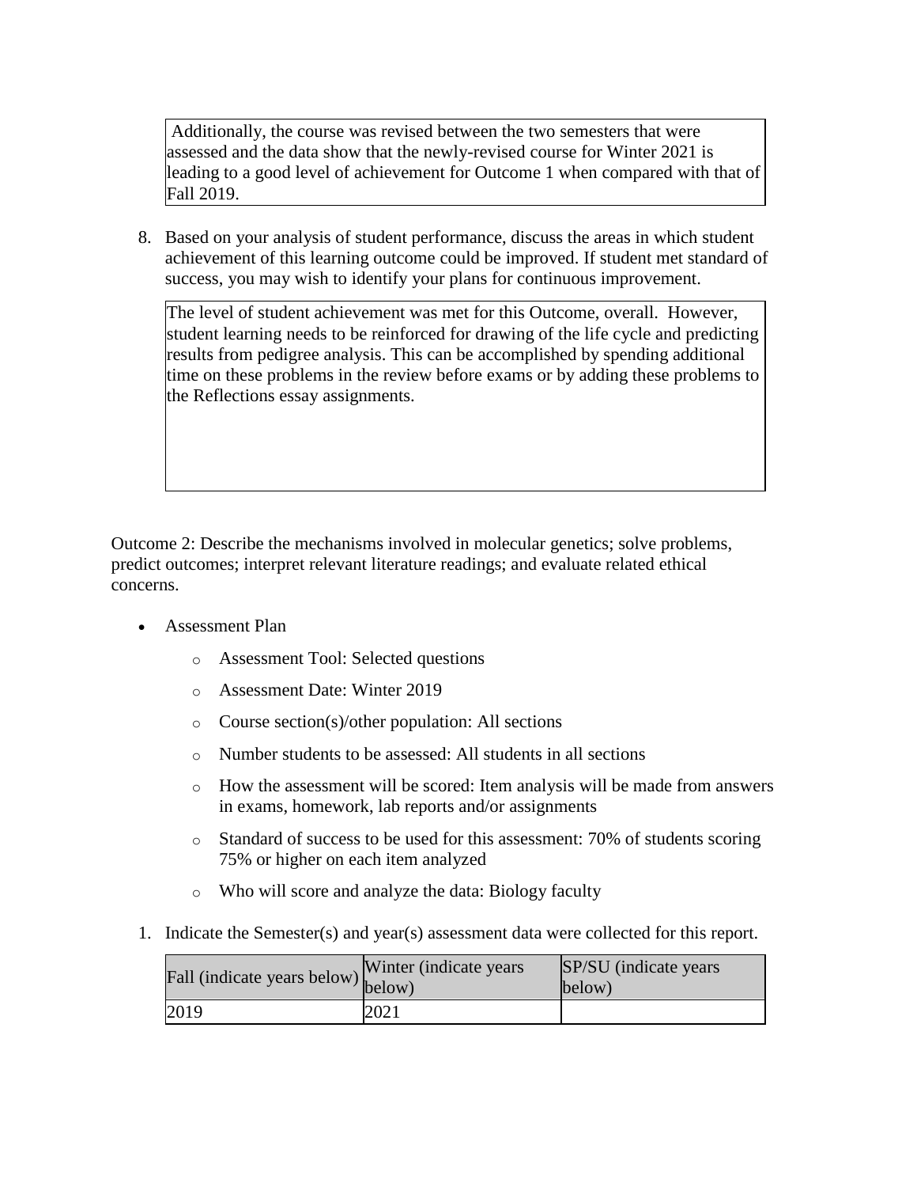Additionally, the course was revised between the two semesters that were assessed and the data show that the newly-revised course for Winter 2021 is leading to a good level of achievement for Outcome 1 when compared with that of Fall 2019.

8. Based on your analysis of student performance, discuss the areas in which student achievement of this learning outcome could be improved. If student met standard of success, you may wish to identify your plans for continuous improvement.

The level of student achievement was met for this Outcome, overall. However, student learning needs to be reinforced for drawing of the life cycle and predicting results from pedigree analysis. This can be accomplished by spending additional time on these problems in the review before exams or by adding these problems to the Reflections essay assignments.

Outcome 2: Describe the mechanisms involved in molecular genetics; solve problems, predict outcomes; interpret relevant literature readings; and evaluate related ethical concerns.

- Assessment Plan
  - Assessment Tool: Selected questions
  - Assessment Date: Winter 2019
  - Course section(s)/other population: All sections
  - Number students to be assessed: All students in all sections
  - How the assessment will be scored: Item analysis will be made from answers in exams, homework, lab reports and/or assignments
  - Standard of success to be used for this assessment: 70% of students scoring 75% or higher on each item analyzed
  - Who will score and analyze the data: Biology faculty

1. Indicate the Semester(s) and year(s) assessment data were collected for this report.

| Fall (indicate years below) | Winter (indicate years below) | SP/SU (indicate years below) |
|---|---|---|
| 2019 | 2021 | |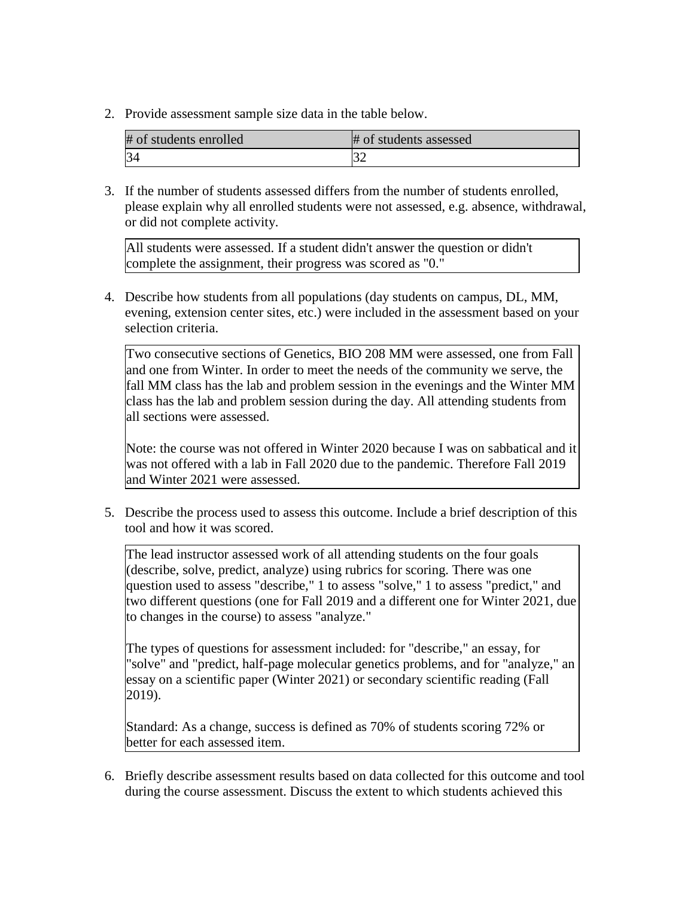2. Provide assessment sample size data in the table below.

| # of students enrolled | # of students assessed |
| --- | --- |
| 34 | 32 |

3. If the number of students assessed differs from the number of students enrolled, please explain why all enrolled students were not assessed, e.g. absence, withdrawal, or did not complete activity.

| All students were assessed. If a student didn't answer the question or didn't complete the assignment, their progress was scored as "0." |
| --- |

4. Describe how students from all populations (day students on campus, DL, MM, evening, extension center sites, etc.) were included in the assessment based on your selection criteria.

> Two consecutive sections of Genetics, BIO 208 MM were assessed, one from Fall and one from Winter. In order to meet the needs of the community we serve, the fall MM class has the lab and problem session in the evenings and the Winter MM class has the lab and problem session during the day. All attending students from all sections were assessed.
>
> Note: the course was not offered in Winter 2020 because I was on sabbatical and it was not offered with a lab in Fall 2020 due to the pandemic. Therefore Fall 2019 and Winter 2021 were assessed.

5. Describe the process used to assess this outcome. Include a brief description of this tool and how it was scored.

> The lead instructor assessed work of all attending students on the four goals (describe, solve, predict, analyze) using rubrics for scoring. There was one question used to assess "describe," 1 to assess "solve," 1 to assess "predict," and two different questions (one for Fall 2019 and a different one for Winter 2021, due to changes in the course) to assess "analyze."
>
> The types of questions for assessment included: for "describe," an essay, for "solve" and "predict, half-page molecular genetics problems, and for "analyze," an essay on a scientific paper (Winter 2021) or secondary scientific reading (Fall 2019).
>
> Standard: As a change, success is defined as 70% of students scoring 72% or better for each assessed item.

6. Briefly describe assessment results based on data collected for this outcome and tool during the course assessment. Discuss the extent to which students achieved this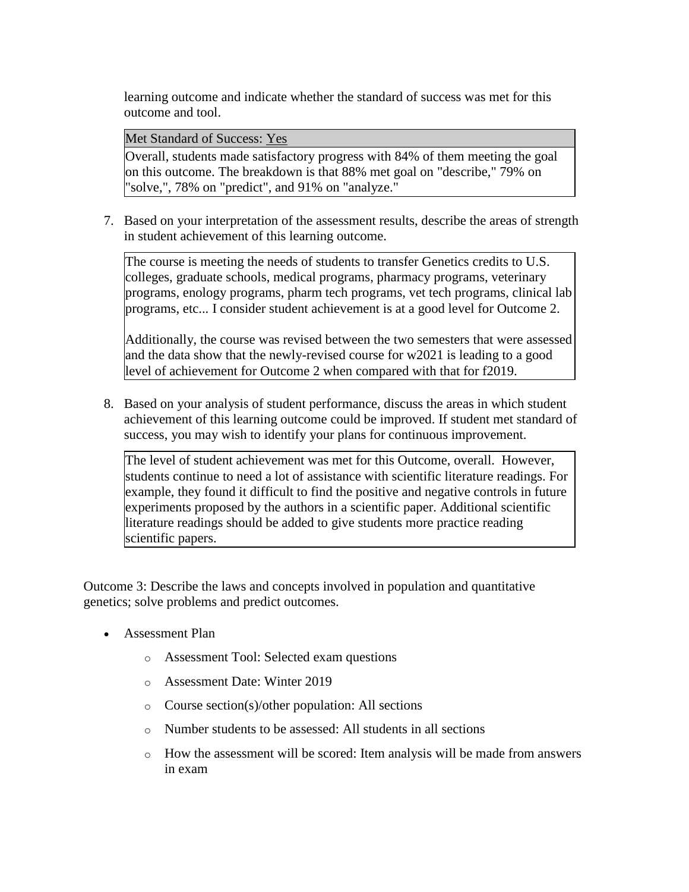learning outcome and indicate whether the standard of success was met for this outcome and tool.

| Met Standard of Success: Yes |
| --- |
| Overall, students made satisfactory progress with 84% of them meeting the goal on this outcome. The breakdown is that 88% met goal on "describe," 79% on "solve,", 78% on "predict", and 91% on "analyze." |

7. Based on your interpretation of the assessment results, describe the areas of strength in student achievement of this learning outcome.

   The course is meeting the needs of students to transfer Genetics credits to U.S. colleges, graduate schools, medical programs, pharmacy programs, veterinary programs, enology programs, pharm tech programs, vet tech programs, clinical lab programs, etc... I consider student achievement is at a good level for Outcome 2.

   Additionally, the course was revised between the two semesters that were assessed and the data show that the newly-revised course for w2021 is leading to a good level of achievement for Outcome 2 when compared with that for f2019.

8. Based on your analysis of student performance, discuss the areas in which student achievement of this learning outcome could be improved. If student met standard of success, you may wish to identify your plans for continuous improvement.

   The level of student achievement was met for this Outcome, overall. However, students continue to need a lot of assistance with scientific literature readings. For example, they found it difficult to find the positive and negative controls in future experiments proposed by the authors in a scientific paper. Additional scientific literature readings should be added to give students more practice reading scientific papers.

Outcome 3: Describe the laws and concepts involved in population and quantitative genetics; solve problems and predict outcomes.

- Assessment Plan
  - Assessment Tool: Selected exam questions
  - Assessment Date: Winter 2019
  - Course section(s)/other population: All sections
  - Number students to be assessed: All students in all sections
  - How the assessment will be scored: Item analysis will be made from answers in exam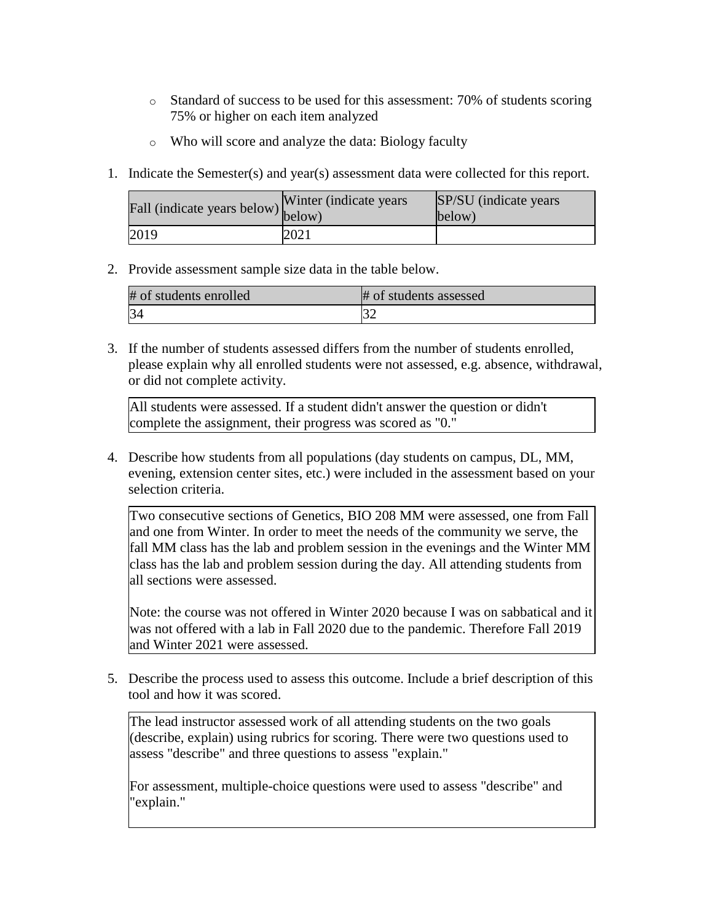- Standard of success to be used for this assessment: 70% of students scoring 75% or higher on each item analyzed
- Who will score and analyze the data: Biology faculty

1. Indicate the Semester(s) and year(s) assessment data were collected for this report.

| Fall (indicate years below) | Winter (indicate years below) | SP/SU (indicate years below) |
|---|---|---|
| 2019 | 2021 | |

2. Provide assessment sample size data in the table below.

| # of students enrolled | # of students assessed |
|---|---|
| 34 | 32 |

3. If the number of students assessed differs from the number of students enrolled, please explain why all enrolled students were not assessed, e.g. absence, withdrawal, or did not complete activity.

All students were assessed. If a student didn't answer the question or didn't complete the assignment, their progress was scored as "0."

4. Describe how students from all populations (day students on campus, DL, MM, evening, extension center sites, etc.) were included in the assessment based on your selection criteria.

Two consecutive sections of Genetics, BIO 208 MM were assessed, one from Fall and one from Winter. In order to meet the needs of the community we serve, the fall MM class has the lab and problem session in the evenings and the Winter MM class has the lab and problem session during the day. All attending students from all sections were assessed.

Note: the course was not offered in Winter 2020 because I was on sabbatical and it was not offered with a lab in Fall 2020 due to the pandemic. Therefore Fall 2019 and Winter 2021 were assessed.

5. Describe the process used to assess this outcome. Include a brief description of this tool and how it was scored.

The lead instructor assessed work of all attending students on the two goals (describe, explain) using rubrics for scoring. There were two questions used to assess "describe" and three questions to assess "explain."

For assessment, multiple-choice questions were used to assess "describe" and "explain."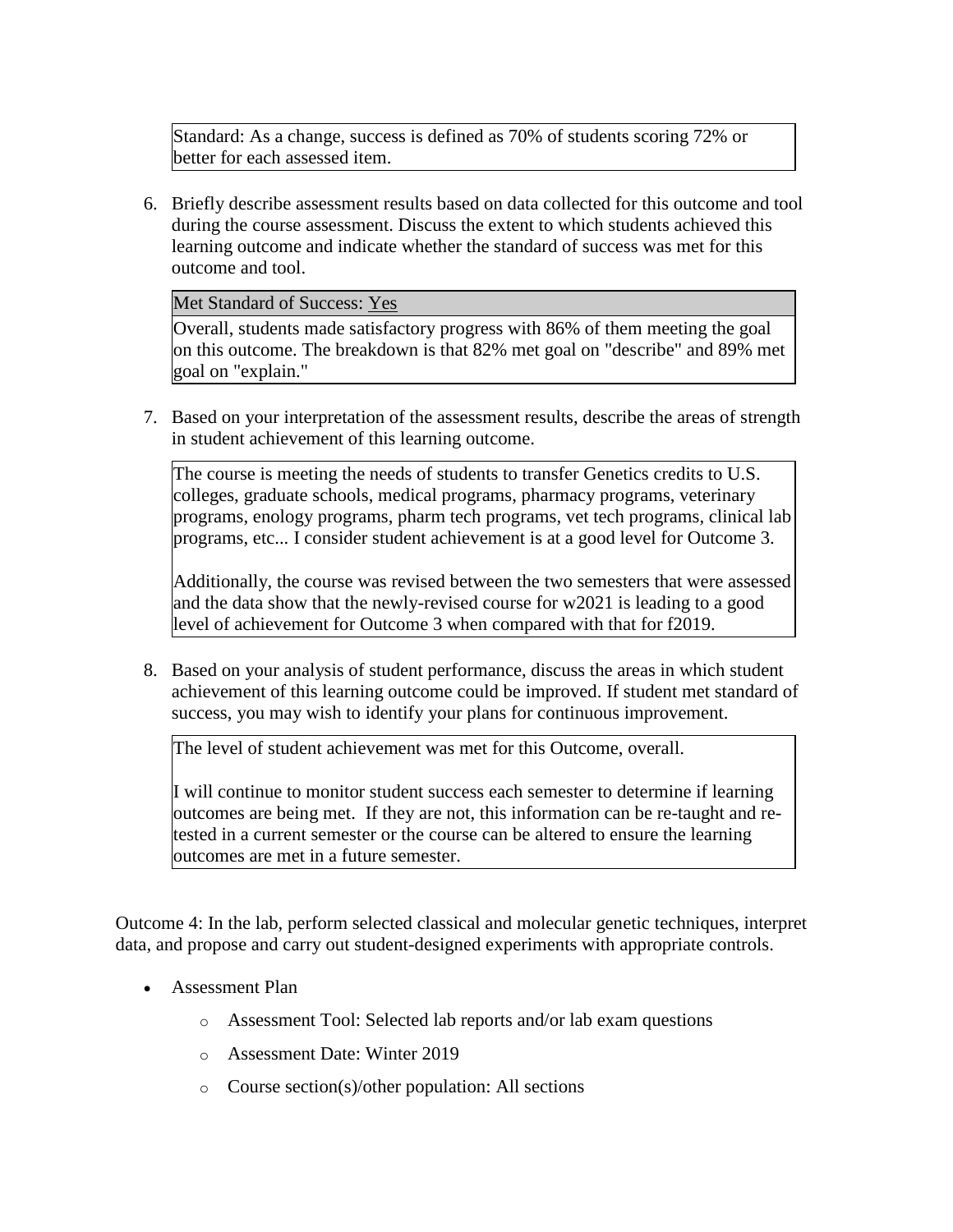Standard: As a change, success is defined as 70% of students scoring 72% or better for each assessed item.

6. Briefly describe assessment results based on data collected for this outcome and tool during the course assessment. Discuss the extent to which students achieved this learning outcome and indicate whether the standard of success was met for this outcome and tool.

   Met Standard of Success: Yes

   Overall, students made satisfactory progress with 86% of them meeting the goal on this outcome. The breakdown is that 82% met goal on "describe" and 89% met goal on "explain."

7. Based on your interpretation of the assessment results, describe the areas of strength in student achievement of this learning outcome.

   The course is meeting the needs of students to transfer Genetics credits to U.S. colleges, graduate schools, medical programs, pharmacy programs, veterinary programs, enology programs, pharm tech programs, vet tech programs, clinical lab programs, etc... I consider student achievement is at a good level for Outcome 3.

   Additionally, the course was revised between the two semesters that were assessed and the data show that the newly-revised course for w2021 is leading to a good level of achievement for Outcome 3 when compared with that for f2019.

8. Based on your analysis of student performance, discuss the areas in which student achievement of this learning outcome could be improved. If student met standard of success, you may wish to identify your plans for continuous improvement.

   The level of student achievement was met for this Outcome, overall.

   I will continue to monitor student success each semester to determine if learning outcomes are being met. If they are not, this information can be re-taught and re-tested in a current semester or the course can be altered to ensure the learning outcomes are met in a future semester.

Outcome 4: In the lab, perform selected classical and molecular genetic techniques, interpret data, and propose and carry out student-designed experiments with appropriate controls.

- Assessment Plan
  - Assessment Tool: Selected lab reports and/or lab exam questions
  - Assessment Date: Winter 2019
  - Course section(s)/other population: All sections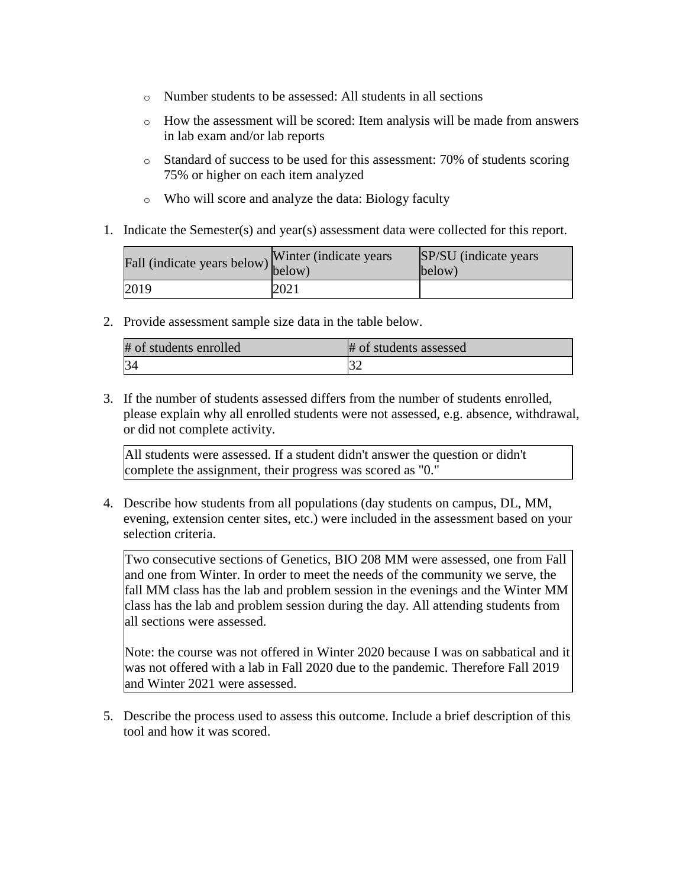- Number students to be assessed: All students in all sections
- How the assessment will be scored: Item analysis will be made from answers in lab exam and/or lab reports
- Standard of success to be used for this assessment: 70% of students scoring 75% or higher on each item analyzed
- Who will score and analyze the data: Biology faculty

1. Indicate the Semester(s) and year(s) assessment data were collected for this report.

| Fall (indicate years below) | Winter (indicate years below) | SP/SU (indicate years below) |
|---|---|---|
| 2019 | 2021 | |

2. Provide assessment sample size data in the table below.

| # of students enrolled | # of students assessed |
|---|---|
| 34 | 32 |

3. If the number of students assessed differs from the number of students enrolled, please explain why all enrolled students were not assessed, e.g. absence, withdrawal, or did not complete activity.

   All students were assessed. If a student didn't answer the question or didn't complete the assignment, their progress was scored as "0."

4. Describe how students from all populations (day students on campus, DL, MM, evening, extension center sites, etc.) were included in the assessment based on your selection criteria.

   Two consecutive sections of Genetics, BIO 208 MM were assessed, one from Fall and one from Winter. In order to meet the needs of the community we serve, the fall MM class has the lab and problem session in the evenings and the Winter MM class has the lab and problem session during the day. All attending students from all sections were assessed.

   Note: the course was not offered in Winter 2020 because I was on sabbatical and it was not offered with a lab in Fall 2020 due to the pandemic. Therefore Fall 2019 and Winter 2021 were assessed.

5. Describe the process used to assess this outcome. Include a brief description of this tool and how it was scored.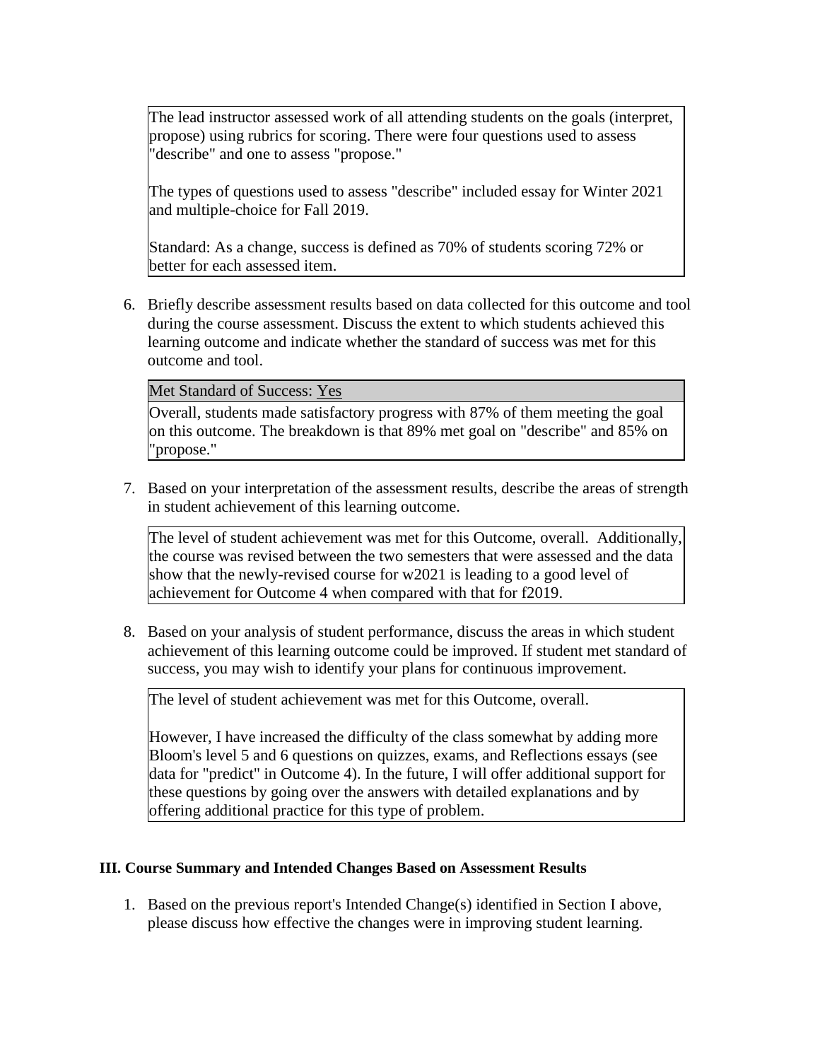The lead instructor assessed work of all attending students on the goals (interpret, propose) using rubrics for scoring. There were four questions used to assess "describe" and one to assess "propose."

The types of questions used to assess "describe" included essay for Winter 2021 and multiple-choice for Fall 2019.

Standard: As a change, success is defined as 70% of students scoring 72% or better for each assessed item.

6. Briefly describe assessment results based on data collected for this outcome and tool during the course assessment. Discuss the extent to which students achieved this learning outcome and indicate whether the standard of success was met for this outcome and tool.

Met Standard of Success: Yes

Overall, students made satisfactory progress with 87% of them meeting the goal on this outcome. The breakdown is that 89% met goal on "describe" and 85% on "propose."

7. Based on your interpretation of the assessment results, describe the areas of strength in student achievement of this learning outcome.

The level of student achievement was met for this Outcome, overall. Additionally, the course was revised between the two semesters that were assessed and the data show that the newly-revised course for w2021 is leading to a good level of achievement for Outcome 4 when compared with that for f2019.

8. Based on your analysis of student performance, discuss the areas in which student achievement of this learning outcome could be improved. If student met standard of success, you may wish to identify your plans for continuous improvement.

The level of student achievement was met for this Outcome, overall.

However, I have increased the difficulty of the class somewhat by adding more Bloom's level 5 and 6 questions on quizzes, exams, and Reflections essays (see data for "predict" in Outcome 4). In the future, I will offer additional support for these questions by going over the answers with detailed explanations and by offering additional practice for this type of problem.

### III. Course Summary and Intended Changes Based on Assessment Results

1. Based on the previous report's Intended Change(s) identified in Section I above, please discuss how effective the changes were in improving student learning.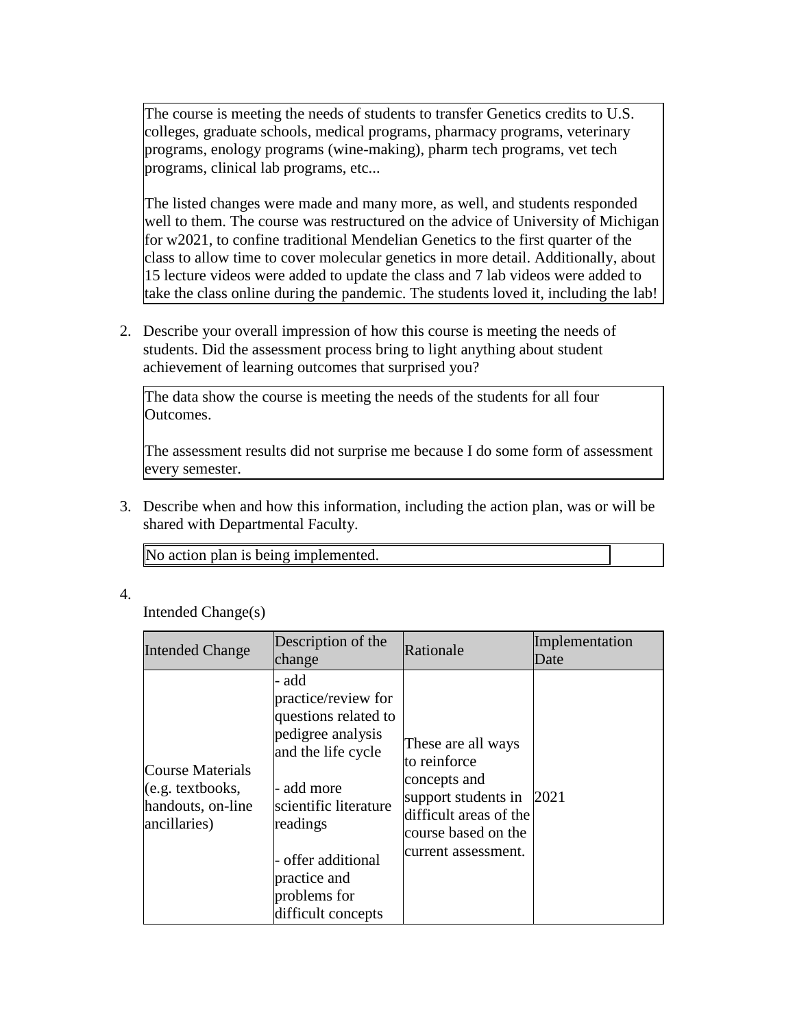The course is meeting the needs of students to transfer Genetics credits to U.S. colleges, graduate schools, medical programs, pharmacy programs, veterinary programs, enology programs (wine-making), pharm tech programs, vet tech programs, clinical lab programs, etc...

The listed changes were made and many more, as well, and students responded well to them. The course was restructured on the advice of University of Michigan for w2021, to confine traditional Mendelian Genetics to the first quarter of the class to allow time to cover molecular genetics in more detail. Additionally, about 15 lecture videos were added to update the class and 7 lab videos were added to take the class online during the pandemic. The students loved it, including the lab!

2. Describe your overall impression of how this course is meeting the needs of students. Did the assessment process bring to light anything about student achievement of learning outcomes that surprised you?

The data show the course is meeting the needs of the students for all four Outcomes.

The assessment results did not surprise me because I do some form of assessment every semester.

3. Describe when and how this information, including the action plan, was or will be shared with Departmental Faculty.

No action plan is being implemented.

4. Intended Change(s)

| Intended Change | Description of the change | Rationale | Implementation Date |
| --- | --- | --- | --- |
| Course Materials (e.g. textbooks, handouts, on-line ancillaries) | - add practice/review for questions related to pedigree analysis and the life cycle<br><br>- add more scientific literature readings<br><br>- offer additional practice and problems for difficult concepts | These are all ways to reinforce concepts and support students in difficult areas of the course based on the current assessment. | 2021 |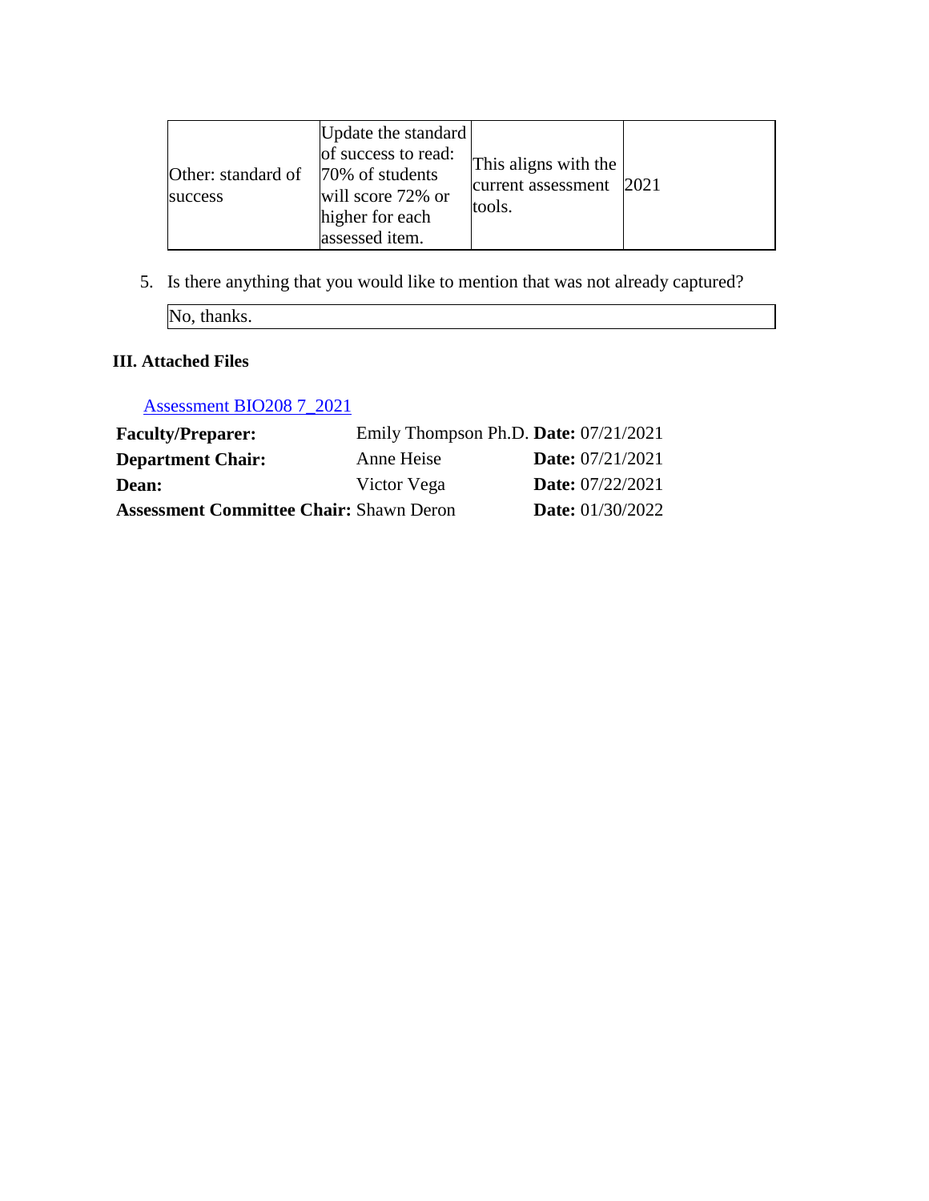| | | | |
|---|---|---|---|
| Other: standard of success | Update the standard of success to read: 70% of students will score 72% or higher for each assessed item. | This aligns with the current assessment tools. | 2021 |

5. Is there anything that you would like to mention that was not already captured?

| |
|---|
| No, thanks. |

### III. Attached Files

Assessment BIO208 7_2021

| | | |
|---|---|---|
| **Faculty/Preparer:** | Emily Thompson Ph.D. | **Date:** 07/21/2021 |
| **Department Chair:** | Anne Heise | **Date:** 07/21/2021 |
| **Dean:** | Victor Vega | **Date:** 07/22/2021 |
| **Assessment Committee Chair:** | Shawn Deron | **Date:** 01/30/2022 |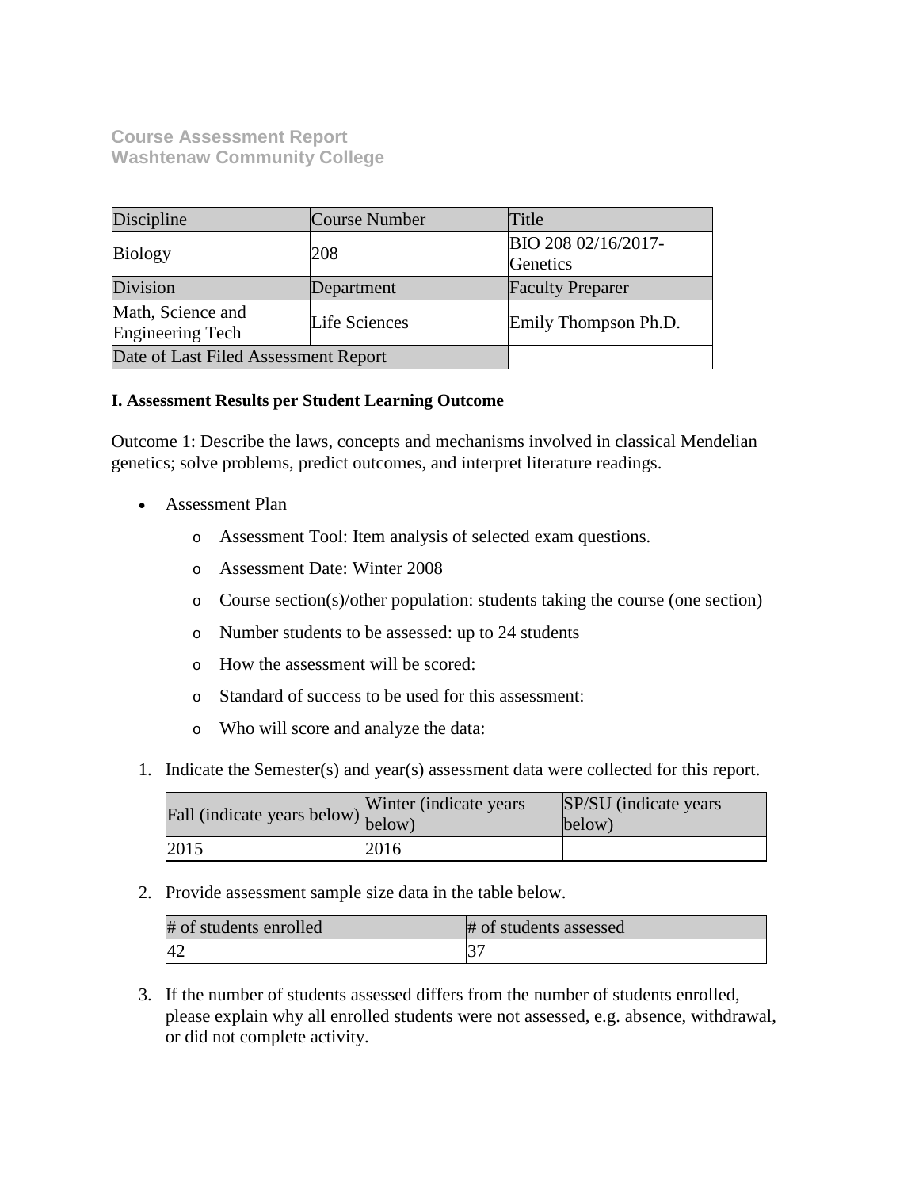**Course Assessment Report**
**Washtenaw Community College**

| Discipline | Course Number | Title |
|---|---|---|
| Biology | 208 | BIO 208 02/16/2017-Genetics |
| Division | Department | Faculty Preparer |
| Math, Science and Engineering Tech | Life Sciences | Emily Thompson Ph.D. |
| Date of Last Filed Assessment Report | | |

**I. Assessment Results per Student Learning Outcome**

Outcome 1: Describe the laws, concepts and mechanisms involved in classical Mendelian genetics; solve problems, predict outcomes, and interpret literature readings.

- Assessment Plan
  - Assessment Tool: Item analysis of selected exam questions.
  - Assessment Date: Winter 2008
  - Course section(s)/other population: students taking the course (one section)
  - Number students to be assessed: up to 24 students
  - How the assessment will be scored:
  - Standard of success to be used for this assessment:
  - Who will score and analyze the data:

1. Indicate the Semester(s) and year(s) assessment data were collected for this report.

| Fall (indicate years below) | Winter (indicate years below) | SP/SU (indicate years below) |
|---|---|---|
| 2015 | 2016 | |

2. Provide assessment sample size data in the table below.

| # of students enrolled | # of students assessed |
|---|---|
| 42 | 37 |

3. If the number of students assessed differs from the number of students enrolled, please explain why all enrolled students were not assessed, e.g. absence, withdrawal, or did not complete activity.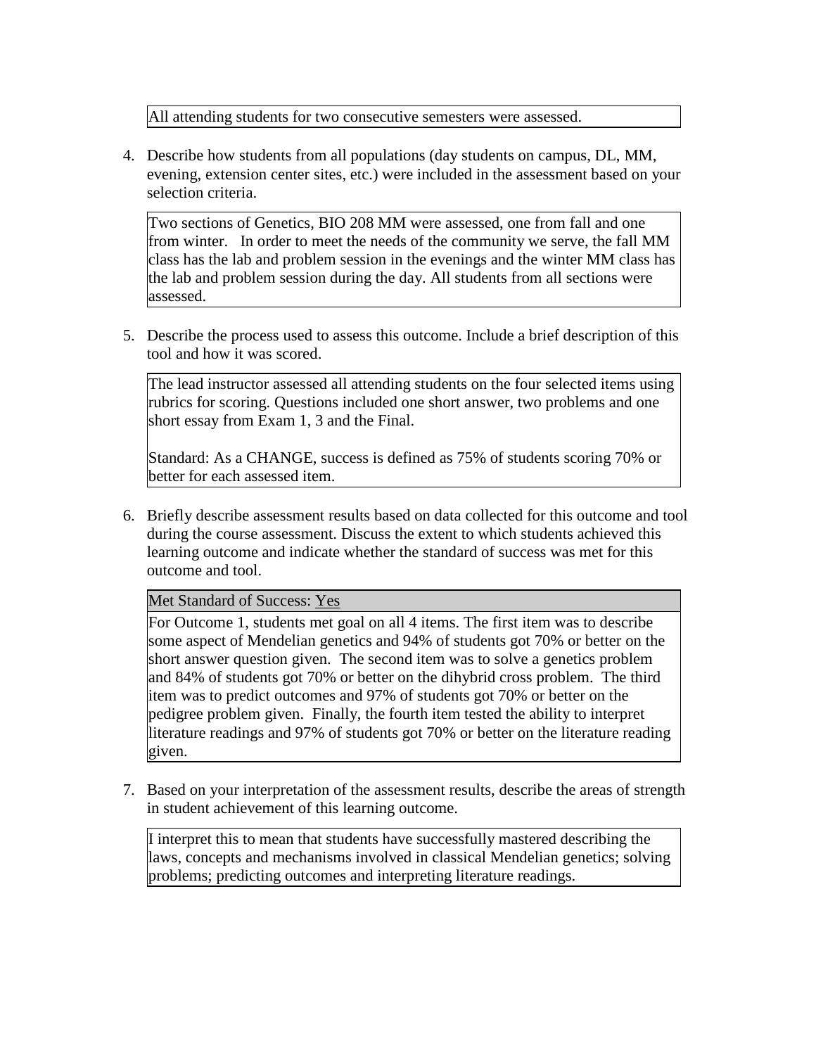All attending students for two consecutive semesters were assessed.

4. Describe how students from all populations (day students on campus, DL, MM, evening, extension center sites, etc.) were included in the assessment based on your selection criteria.

Two sections of Genetics, BIO 208 MM were assessed, one from fall and one from winter. In order to meet the needs of the community we serve, the fall MM class has the lab and problem session in the evenings and the winter MM class has the lab and problem session during the day. All students from all sections were assessed.

5. Describe the process used to assess this outcome. Include a brief description of this tool and how it was scored.

The lead instructor assessed all attending students on the four selected items using rubrics for scoring. Questions included one short answer, two problems and one short essay from Exam 1, 3 and the Final.

Standard: As a CHANGE, success is defined as 75% of students scoring 70% or better for each assessed item.

6. Briefly describe assessment results based on data collected for this outcome and tool during the course assessment. Discuss the extent to which students achieved this learning outcome and indicate whether the standard of success was met for this outcome and tool.

Met Standard of Success: Yes

For Outcome 1, students met goal on all 4 items. The first item was to describe some aspect of Mendelian genetics and 94% of students got 70% or better on the short answer question given. The second item was to solve a genetics problem and 84% of students got 70% or better on the dihybrid cross problem. The third item was to predict outcomes and 97% of students got 70% or better on the pedigree problem given. Finally, the fourth item tested the ability to interpret literature readings and 97% of students got 70% or better on the literature reading given.

7. Based on your interpretation of the assessment results, describe the areas of strength in student achievement of this learning outcome.

I interpret this to mean that students have successfully mastered describing the laws, concepts and mechanisms involved in classical Mendelian genetics; solving problems; predicting outcomes and interpreting literature readings.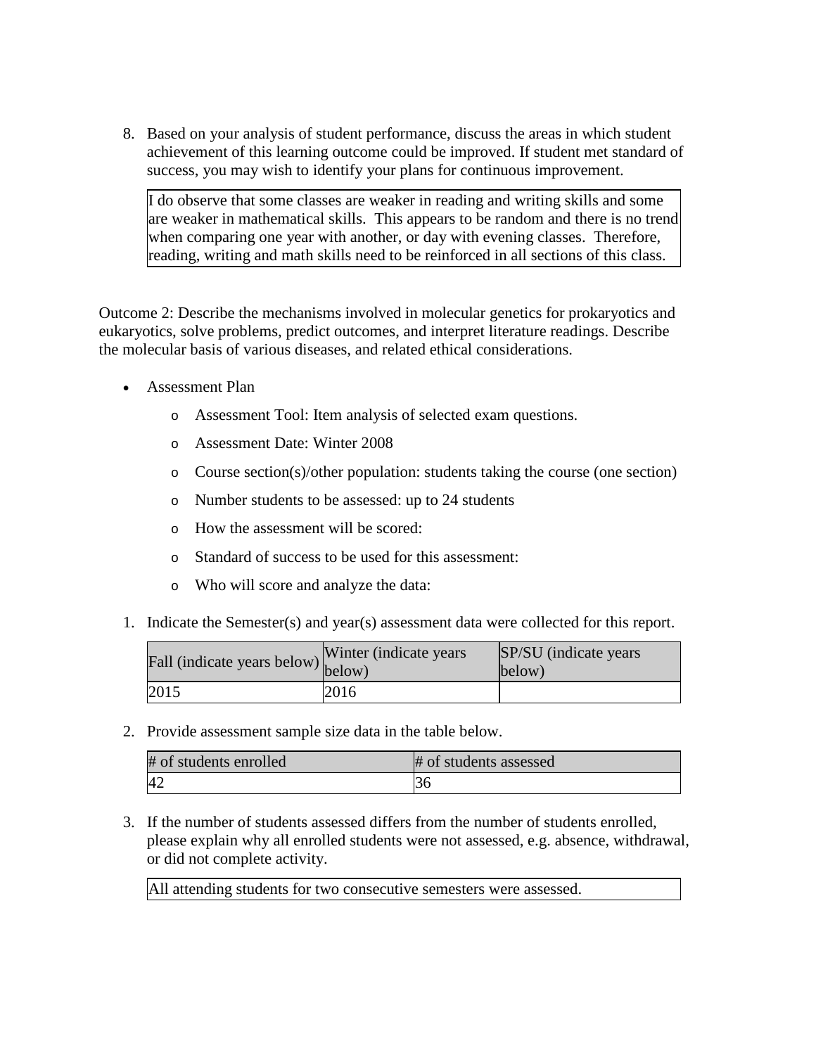8. Based on your analysis of student performance, discuss the areas in which student achievement of this learning outcome could be improved. If student met standard of success, you may wish to identify your plans for continuous improvement.

| I do observe that some classes are weaker in reading and writing skills and some are weaker in mathematical skills. This appears to be random and there is no trend when comparing one year with another, or day with evening classes. Therefore, reading, writing and math skills need to be reinforced in all sections of this class. |
|---|

Outcome 2: Describe the mechanisms involved in molecular genetics for prokaryotics and eukaryotics, solve problems, predict outcomes, and interpret literature readings. Describe the molecular basis of various diseases, and related ethical considerations.

- Assessment Plan
  - Assessment Tool: Item analysis of selected exam questions.
  - Assessment Date: Winter 2008
  - Course section(s)/other population: students taking the course (one section)
  - Number students to be assessed: up to 24 students
  - How the assessment will be scored:
  - Standard of success to be used for this assessment:
  - Who will score and analyze the data:

1. Indicate the Semester(s) and year(s) assessment data were collected for this report.

| Fall (indicate years below) | Winter (indicate years below) | SP/SU (indicate years below) |
|---|---|---|
| 2015 | 2016 | |

2. Provide assessment sample size data in the table below.

| # of students enrolled | # of students assessed |
|---|---|
| 42 | 36 |

3. If the number of students assessed differs from the number of students enrolled, please explain why all enrolled students were not assessed, e.g. absence, withdrawal, or did not complete activity.

| All attending students for two consecutive semesters were assessed. |
|---|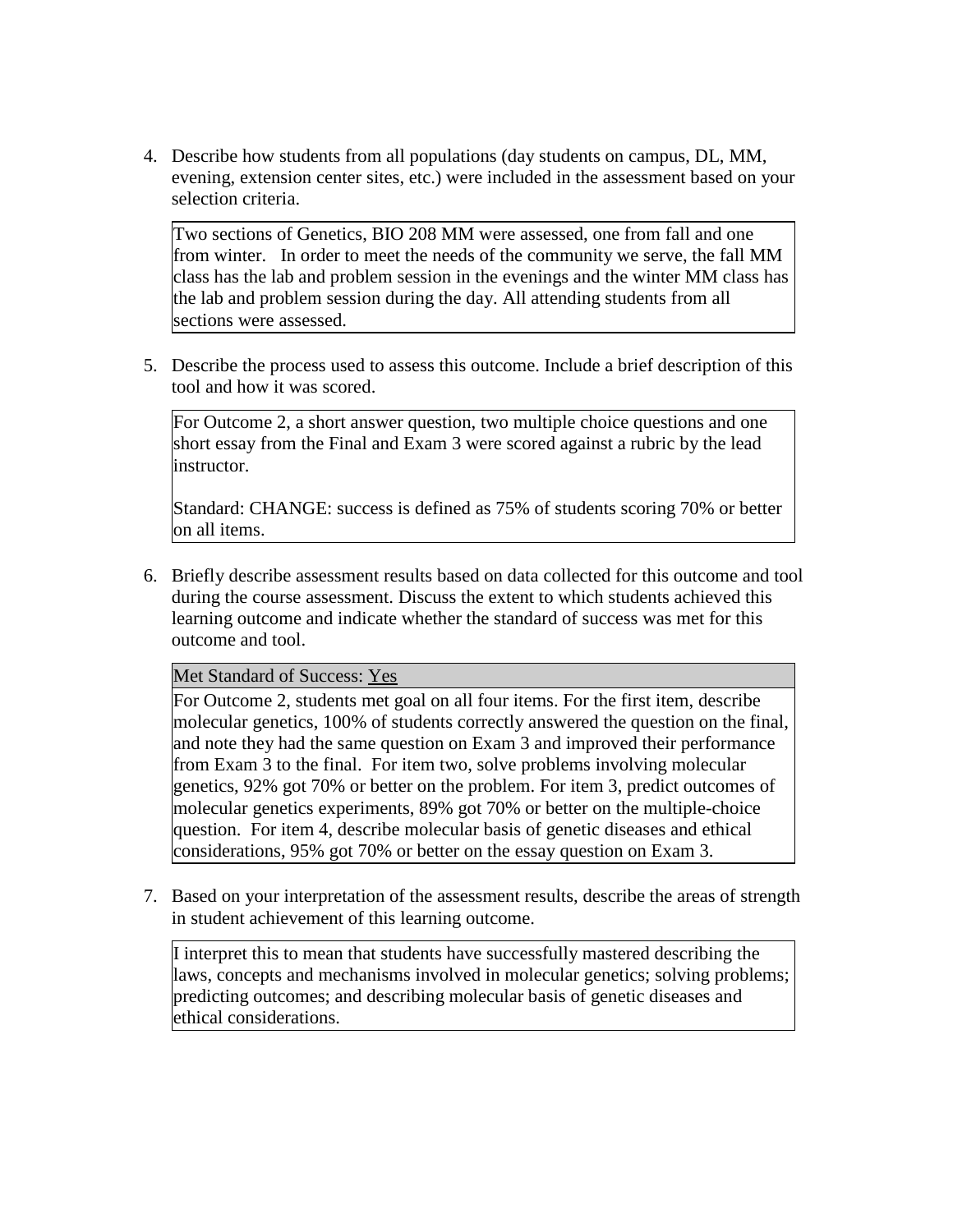4. Describe how students from all populations (day students on campus, DL, MM, evening, extension center sites, etc.) were included in the assessment based on your selection criteria.

Two sections of Genetics, BIO 208 MM were assessed, one from fall and one from winter. In order to meet the needs of the community we serve, the fall MM class has the lab and problem session in the evenings and the winter MM class has the lab and problem session during the day. All attending students from all sections were assessed.

5. Describe the process used to assess this outcome. Include a brief description of this tool and how it was scored.

For Outcome 2, a short answer question, two multiple choice questions and one short essay from the Final and Exam 3 were scored against a rubric by the lead instructor.

Standard: CHANGE: success is defined as 75% of students scoring 70% or better on all items.

6. Briefly describe assessment results based on data collected for this outcome and tool during the course assessment. Discuss the extent to which students achieved this learning outcome and indicate whether the standard of success was met for this outcome and tool.

Met Standard of Success: Yes

For Outcome 2, students met goal on all four items. For the first item, describe molecular genetics, 100% of students correctly answered the question on the final, and note they had the same question on Exam 3 and improved their performance from Exam 3 to the final. For item two, solve problems involving molecular genetics, 92% got 70% or better on the problem. For item 3, predict outcomes of molecular genetics experiments, 89% got 70% or better on the multiple-choice question. For item 4, describe molecular basis of genetic diseases and ethical considerations, 95% got 70% or better on the essay question on Exam 3.

7. Based on your interpretation of the assessment results, describe the areas of strength in student achievement of this learning outcome.

I interpret this to mean that students have successfully mastered describing the laws, concepts and mechanisms involved in molecular genetics; solving problems; predicting outcomes; and describing molecular basis of genetic diseases and ethical considerations.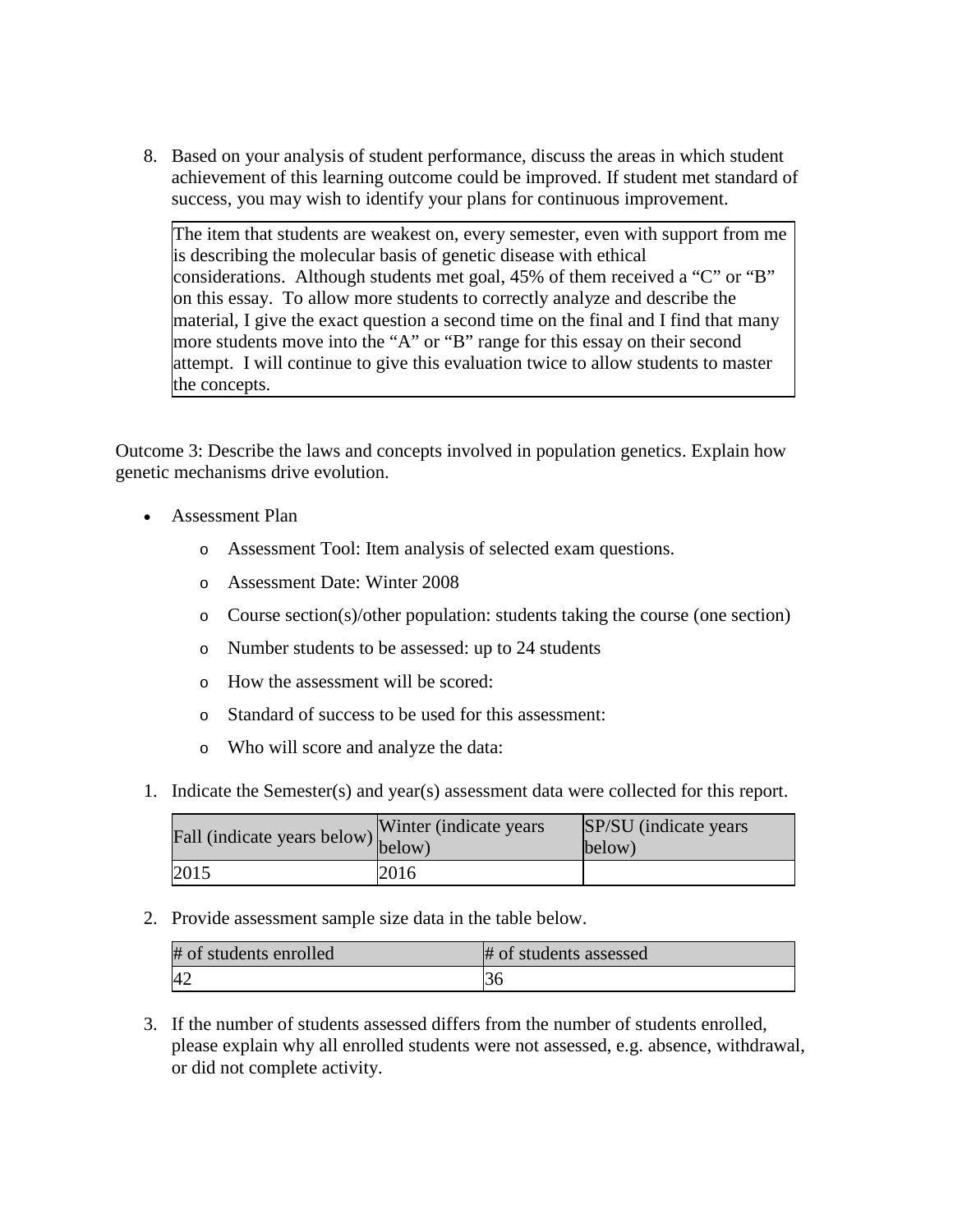8. Based on your analysis of student performance, discuss the areas in which student achievement of this learning outcome could be improved. If student met standard of success, you may wish to identify your plans for continuous improvement.

| The item that students are weakest on, every semester, even with support from me is describing the molecular basis of genetic disease with ethical considerations. Although students met goal, 45% of them received a "C" or "B" on this essay. To allow more students to correctly analyze and describe the material, I give the exact question a second time on the final and I find that many more students move into the "A" or "B" range for this essay on their second attempt. I will continue to give this evaluation twice to allow students to master the concepts. |
|---|

Outcome 3: Describe the laws and concepts involved in population genetics. Explain how genetic mechanisms drive evolution.

- Assessment Plan
    - Assessment Tool: Item analysis of selected exam questions.
    - Assessment Date: Winter 2008
    - Course section(s)/other population: students taking the course (one section)
    - Number students to be assessed: up to 24 students
    - How the assessment will be scored:
    - Standard of success to be used for this assessment:
    - Who will score and analyze the data:

1. Indicate the Semester(s) and year(s) assessment data were collected for this report.

| Fall (indicate years below) | Winter (indicate years below) | SP/SU (indicate years below) |
|---|---|---|
| 2015 | 2016 | |

2. Provide assessment sample size data in the table below.

| # of students enrolled | # of students assessed |
|---|---|
| 42 | 36 |

3. If the number of students assessed differs from the number of students enrolled, please explain why all enrolled students were not assessed, e.g. absence, withdrawal, or did not complete activity.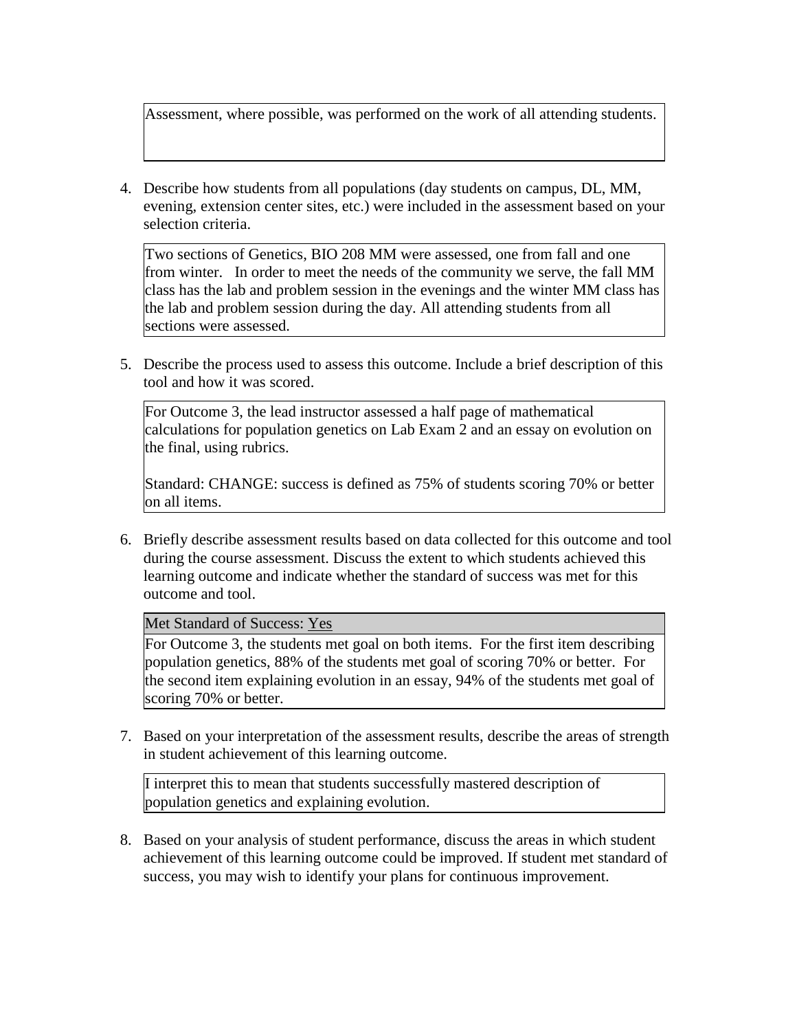Assessment, where possible, was performed on the work of all attending students.

4. Describe how students from all populations (day students on campus, DL, MM, evening, extension center sites, etc.) were included in the assessment based on your selection criteria.

Two sections of Genetics, BIO 208 MM were assessed, one from fall and one from winter. In order to meet the needs of the community we serve, the fall MM class has the lab and problem session in the evenings and the winter MM class has the lab and problem session during the day. All attending students from all sections were assessed.

5. Describe the process used to assess this outcome. Include a brief description of this tool and how it was scored.

For Outcome 3, the lead instructor assessed a half page of mathematical calculations for population genetics on Lab Exam 2 and an essay on evolution on the final, using rubrics.

Standard: CHANGE: success is defined as 75% of students scoring 70% or better on all items.

6. Briefly describe assessment results based on data collected for this outcome and tool during the course assessment. Discuss the extent to which students achieved this learning outcome and indicate whether the standard of success was met for this outcome and tool.

Met Standard of Success: Yes

For Outcome 3, the students met goal on both items. For the first item describing population genetics, 88% of the students met goal of scoring 70% or better. For the second item explaining evolution in an essay, 94% of the students met goal of scoring 70% or better.

7. Based on your interpretation of the assessment results, describe the areas of strength in student achievement of this learning outcome.

I interpret this to mean that students successfully mastered description of population genetics and explaining evolution.

8. Based on your analysis of student performance, discuss the areas in which student achievement of this learning outcome could be improved. If student met standard of success, you may wish to identify your plans for continuous improvement.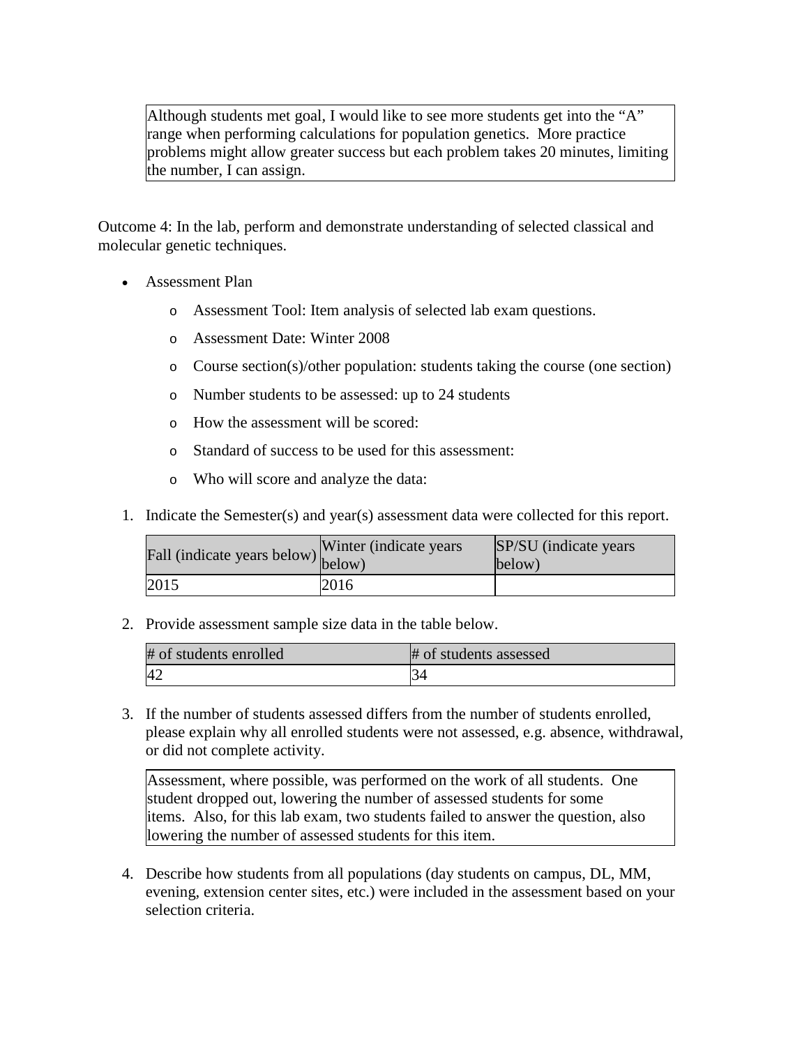Although students met goal, I would like to see more students get into the "A" range when performing calculations for population genetics. More practice problems might allow greater success but each problem takes 20 minutes, limiting the number, I can assign.

Outcome 4: In the lab, perform and demonstrate understanding of selected classical and molecular genetic techniques.

- Assessment Plan
  - Assessment Tool: Item analysis of selected lab exam questions.
  - Assessment Date: Winter 2008
  - Course section(s)/other population: students taking the course (one section)
  - Number students to be assessed: up to 24 students
  - How the assessment will be scored:
  - Standard of success to be used for this assessment:
  - Who will score and analyze the data:

1. Indicate the Semester(s) and year(s) assessment data were collected for this report.

| Fall (indicate years below) | Winter (indicate years below) | SP/SU (indicate years below) |
|---|---|---|
| 2015 | 2016 | |

2. Provide assessment sample size data in the table below.

| # of students enrolled | # of students assessed |
|---|---|
| 42 | 34 |

3. If the number of students assessed differs from the number of students enrolled, please explain why all enrolled students were not assessed, e.g. absence, withdrawal, or did not complete activity.

Assessment, where possible, was performed on the work of all students. One student dropped out, lowering the number of assessed students for some items. Also, for this lab exam, two students failed to answer the question, also lowering the number of assessed students for this item.

4. Describe how students from all populations (day students on campus, DL, MM, evening, extension center sites, etc.) were included in the assessment based on your selection criteria.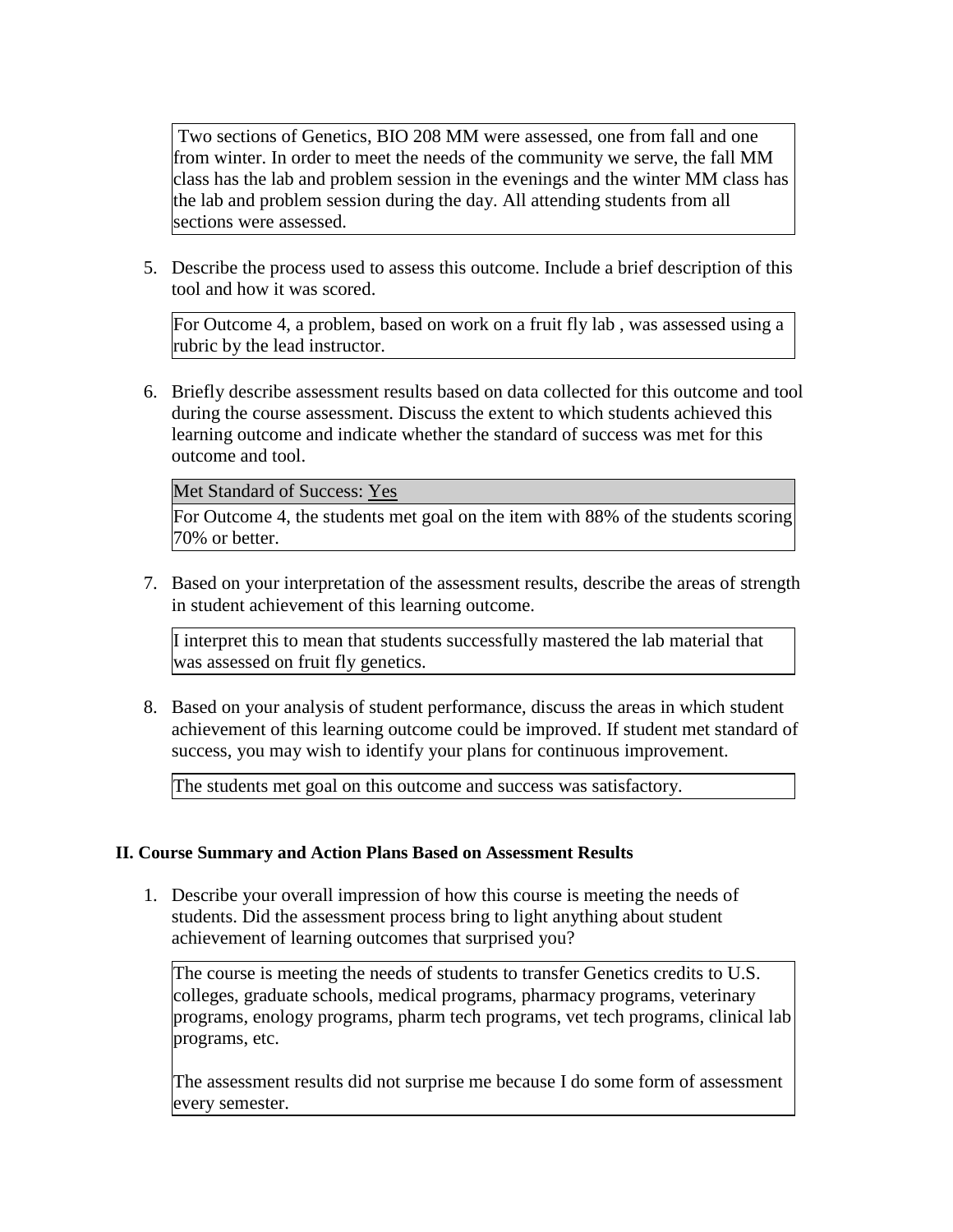Two sections of Genetics, BIO 208 MM were assessed, one from fall and one from winter. In order to meet the needs of the community we serve, the fall MM class has the lab and problem session in the evenings and the winter MM class has the lab and problem session during the day. All attending students from all sections were assessed.

5. Describe the process used to assess this outcome. Include a brief description of this tool and how it was scored.

   For Outcome 4, a problem, based on work on a fruit fly lab , was assessed using a rubric by the lead instructor.

6. Briefly describe assessment results based on data collected for this outcome and tool during the course assessment. Discuss the extent to which students achieved this learning outcome and indicate whether the standard of success was met for this outcome and tool.

   Met Standard of Success: Yes

   For Outcome 4, the students met goal on the item with 88% of the students scoring 70% or better.

7. Based on your interpretation of the assessment results, describe the areas of strength in student achievement of this learning outcome.

   I interpret this to mean that students successfully mastered the lab material that was assessed on fruit fly genetics.

8. Based on your analysis of student performance, discuss the areas in which student achievement of this learning outcome could be improved. If student met standard of success, you may wish to identify your plans for continuous improvement.

   The students met goal on this outcome and success was satisfactory.

**II. Course Summary and Action Plans Based on Assessment Results**

1. Describe your overall impression of how this course is meeting the needs of students. Did the assessment process bring to light anything about student achievement of learning outcomes that surprised you?

   The course is meeting the needs of students to transfer Genetics credits to U.S. colleges, graduate schools, medical programs, pharmacy programs, veterinary programs, enology programs, pharm tech programs, vet tech programs, clinical lab programs, etc.

   The assessment results did not surprise me because I do some form of assessment every semester.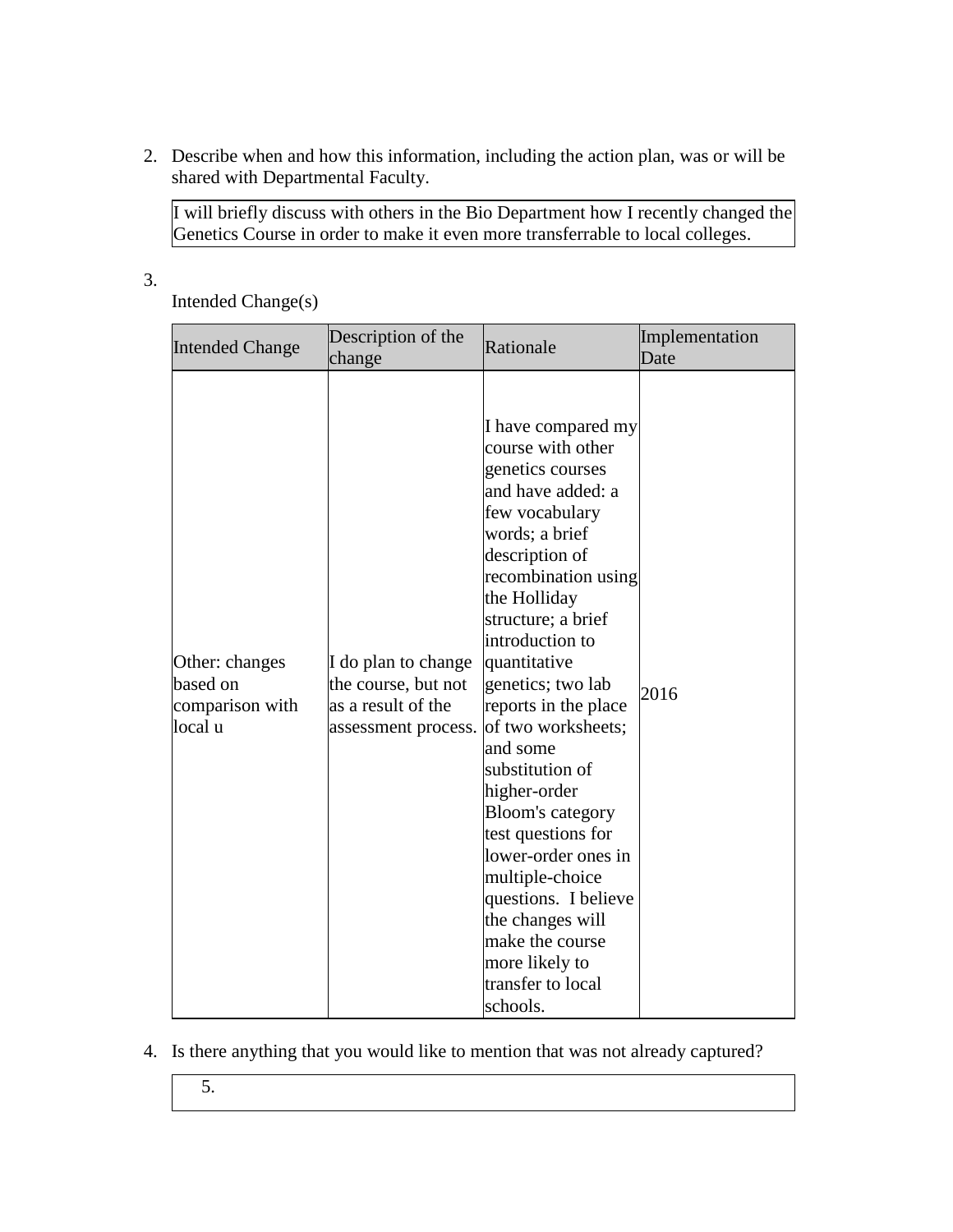2. Describe when and how this information, including the action plan, was or will be shared with Departmental Faculty.

| I will briefly discuss with others in the Bio Department how I recently changed the Genetics Course in order to make it even more transferrable to local colleges. |
|---|

3. Intended Change(s)

| Intended Change | Description of the change | Rationale | Implementation Date |
|---|---|---|---|
| Other: changes based on comparison with local u | I do plan to change the course, but not as a result of the assessment process. | I have compared my course with other genetics courses and have added: a few vocabulary words; a brief description of recombination using the Holliday structure; a brief introduction to quantitative genetics; two lab reports in the place of two worksheets; and some substitution of higher-order Bloom's category test questions for lower-order ones in multiple-choice questions. I believe the changes will make the course more likely to transfer to local schools. | 2016 |

4. Is there anything that you would like to mention that was not already captured?

| 5. |
|---|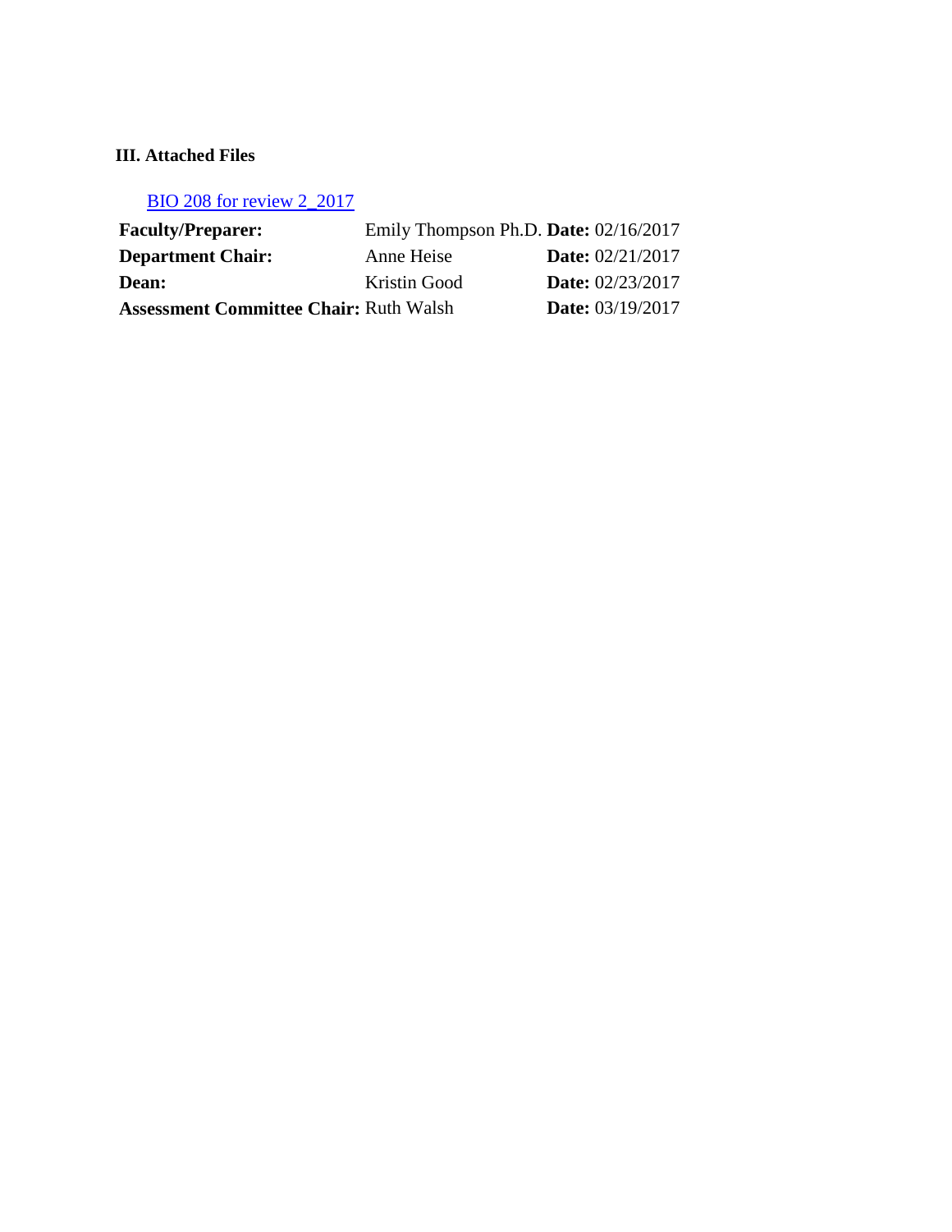**III. Attached Files**

[BIO 208 for review 2_2017]

| | | |
|---|---|---|
| **Faculty/Preparer:** | Emily Thompson Ph.D. | **Date:** 02/16/2017 |
| **Department Chair:** | Anne Heise | **Date:** 02/21/2017 |
| **Dean:** | Kristin Good | **Date:** 02/23/2017 |
| **Assessment Committee Chair:** | Ruth Walsh | **Date:** 03/19/2017 |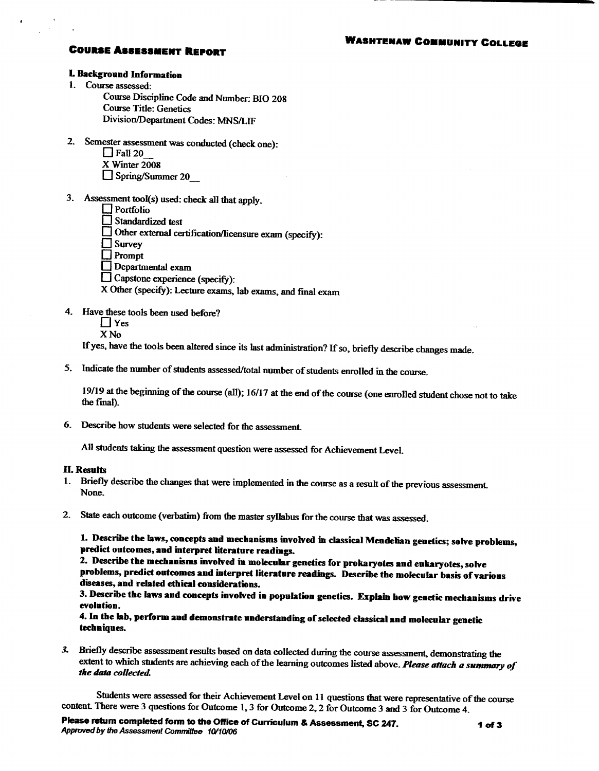## Course Assessment Report

**Washtenaw Community College**

### I. Background Information

1. Course assessed:

   Course Discipline Code and Number: BIO 208

   Course Title: Genetics

   Division/Department Codes: MNS/LIF

2. Semester assessment was conducted (check one):

   ☐ Fall 20__

   X Winter 2008

   ☐ Spring/Summer 20__

3. Assessment tool(s) used: check all that apply.

   ☐ Portfolio

   ☐ Standardized test

   ☐ Other external certification/licensure exam (specify):

   ☐ Survey

   ☐ Prompt

   ☐ Departmental exam

   ☐ Capstone experience (specify):

   X Other (specify): Lecture exams, lab exams, and final exam

4. Have these tools been used before?

   ☐ Yes

   X No

   If yes, have the tools been altered since its last administration? If so, briefly describe changes made.

5. Indicate the number of students assessed/total number of students enrolled in the course.

   19/19 at the beginning of the course (all); 16/17 at the end of the course (one enrolled student chose not to take the final).

6. Describe how students were selected for the assessment.

   All students taking the assessment question were assessed for Achievement Level.

### II. Results

1. Briefly describe the changes that were implemented in the course as a result of the previous assessment.
   None.

2. State each outcome (verbatim) from the master syllabus for the course that was assessed.

   **1. Describe the laws, concepts and mechanisms involved in classical Mendelian genetics; solve problems, predict outcomes, and interpret literature readings.**
   **2. Describe the mechanisms involved in molecular genetics for prokaryotes and eukaryotes, solve problems, predict outcomes and interpret literature readings. Describe the molecular basis of various diseases, and related ethical considerations.**
   **3. Describe the laws and concepts involved in population genetics. Explain how genetic mechanisms drive evolution.**
   **4. In the lab, perform and demonstrate understanding of selected classical and molecular genetic techniques.**

3. Briefly describe assessment results based on data collected during the course assessment, demonstrating the extent to which students are achieving each of the learning outcomes listed above. ***Please attach a summary of the data collected.***

   Students were assessed for their Achievement Level on 11 questions that were representative of the course content. There were 3 questions for Outcome 1, 3 for Outcome 2, 2 for Outcome 3 and 3 for Outcome 4.

**Please return completed form to the Office of Curriculum & Assessment, SC 247.**
*Approved by the Assessment Committee 10/10/06*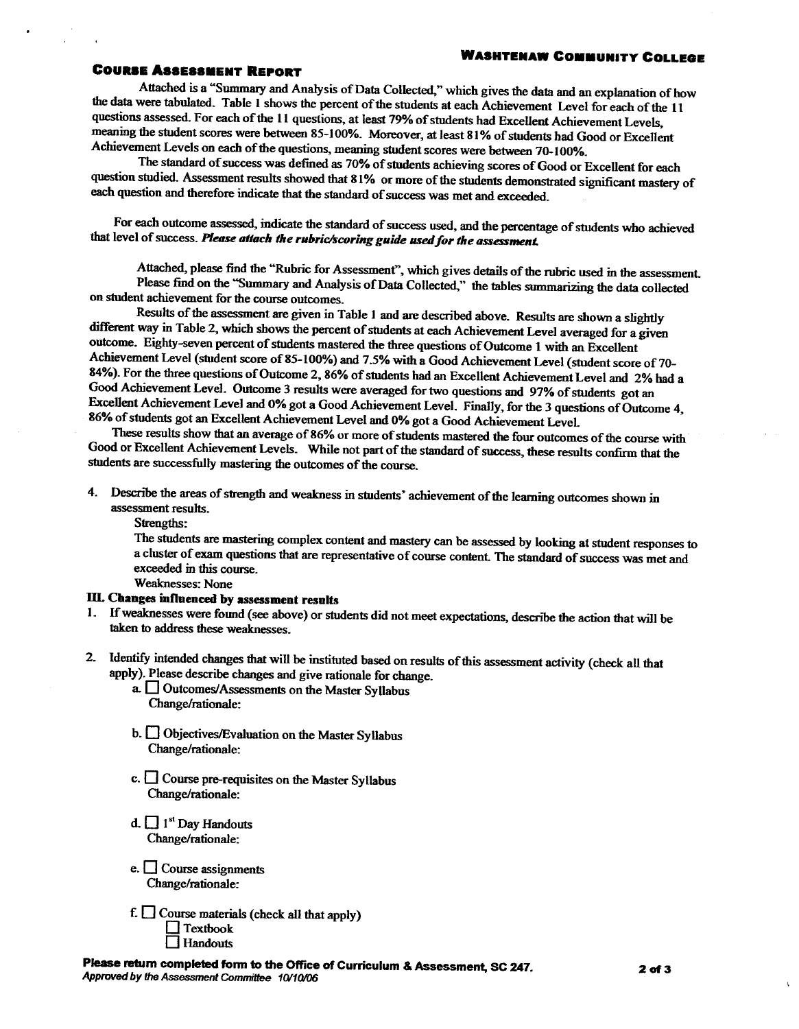**Course Assessment Report**

Attached is a "Summary and Analysis of Data Collected," which gives the data and an explanation of how the data were tabulated. Table 1 shows the percent of the students at each Achievement Level for each of the 11 questions assessed. For each of the 11 questions, at least 79% of students had Excellent Achievement Levels, meaning the student scores were between 85-100%. Moreover, at least 81% of students had Good or Excellent Achievement Levels on each of the questions, meaning student scores were between 70-100%.

The standard of success was defined as 70% of students achieving scores of Good or Excellent for each question studied. Assessment results showed that 81% or more of the students demonstrated significant mastery of each question and therefore indicate that the standard of success was met and exceeded.

For each outcome assessed, indicate the standard of success used, and the percentage of students who achieved that level of success. ***Please attach the rubric/scoring guide used for the assessment.***

Attached, please find the "Rubric for Assessment", which gives details of the rubric used in the assessment. Please find on the "Summary and Analysis of Data Collected," the tables summarizing the data collected on student achievement for the course outcomes.

Results of the assessment are given in Table 1 and are described above. Results are shown a slightly different way in Table 2, which shows the percent of students at each Achievement Level averaged for a given outcome. Eighty-seven percent of students mastered the three questions of Outcome 1 with an Excellent Achievement Level (student score of 85-100%) and 7.5% with a Good Achievement Level (student score of 70-84%). For the three questions of Outcome 2, 86% of students had an Excellent Achievement Level and 2% had a Good Achievement Level. Outcome 3 results were averaged for two questions and 97% of students got an Excellent Achievement Level and 0% got a Good Achievement Level. Finally, for the 3 questions of Outcome 4, 86% of students got an Excellent Achievement Level and 0% got a Good Achievement Level.

These results show that an average of 86% or more of students mastered the four outcomes of the course with Good or Excellent Achievement Levels. While not part of the standard of success, these results confirm that the students are successfully mastering the outcomes of the course.

4. Describe the areas of strength and weakness in students' achievement of the learning outcomes shown in assessment results.

   Strengths:

   The students are mastering complex content and mastery can be assessed by looking at student responses to a cluster of exam questions that are representative of course content. The standard of success was met and exceeded in this course.

   Weaknesses: None

**III. Changes influenced by assessment results**

1. If weaknesses were found (see above) or students did not meet expectations, describe the action that will be taken to address these weaknesses.

2. Identify intended changes that will be instituted based on results of this assessment activity (check all that apply). Please describe changes and give rationale for change.

   a. ☐ Outcomes/Assessments on the Master Syllabus
      Change/rationale:

   b. ☐ Objectives/Evaluation on the Master Syllabus
      Change/rationale:

   c. ☐ Course pre-requisites on the Master Syllabus
      Change/rationale:

   d. ☐ 1st Day Handouts
      Change/rationale:

   e. ☐ Course assignments
      Change/rationale:

   f. ☐ Course materials (check all that apply)
      ☐ Textbook
      ☐ Handouts

**Please return completed form to the Office of Curriculum & Assessment, SC 247.**
*Approved by the Assessment Committee 10/10/06*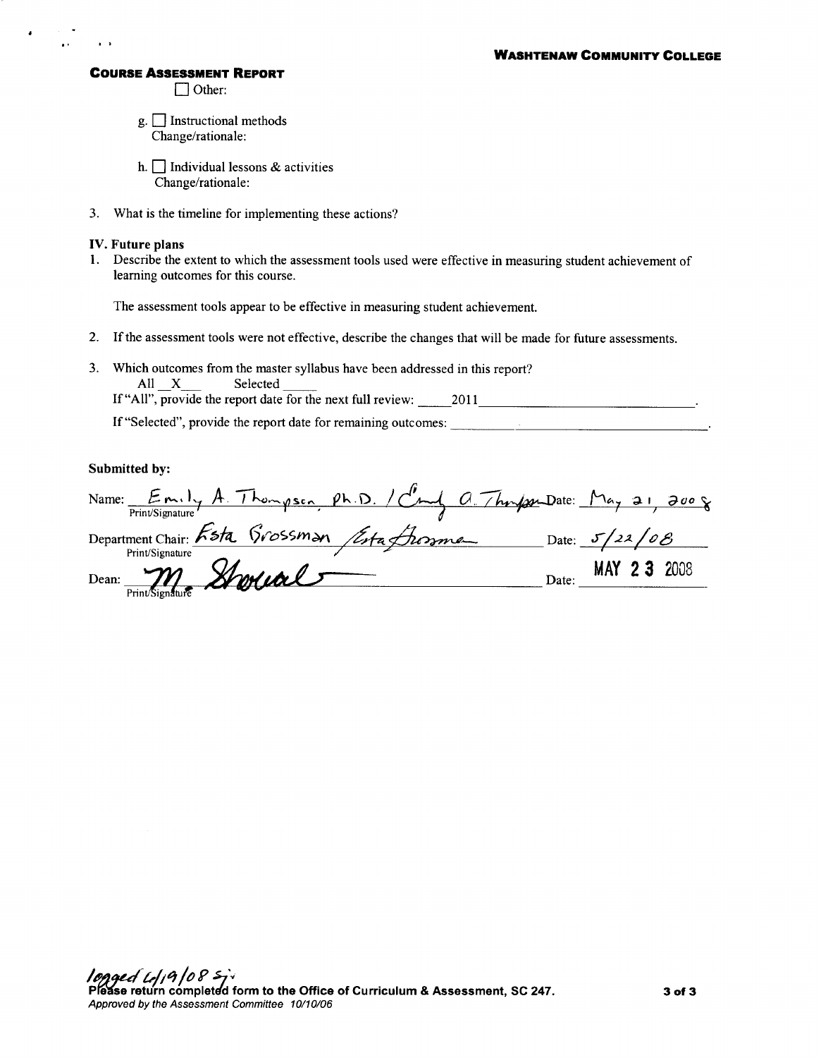**WASHTENAW COMMUNITY COLLEGE**

**COURSE ASSESSMENT REPORT**

☐ Other:

g. ☐ Instructional methods
Change/rationale:

h. ☐ Individual lessons & activities
Change/rationale:

3. What is the timeline for implementing these actions?

**IV. Future plans**

1. Describe the extent to which the assessment tools used were effective in measuring student achievement of learning outcomes for this course.

   The assessment tools appear to be effective in measuring student achievement.

2. If the assessment tools were not effective, describe the changes that will be made for future assessments.

3. Which outcomes from the master syllabus have been addressed in this report?
   All __X__ Selected ____
   If "All", provide the report date for the next full review: ____2011____________________.
   If "Selected", provide the report date for remaining outcomes: ______________________.

**Submitted by:**

Name: Emily A. Thompson Ph.D. / Emily A. Thompson Date: May 21, 2008
Print/Signature

Department Chair: Esta Grossman / Esta Grossman Date: 5/22/08
Print/Signature

Dean: M. Showalter Date: MAY 23 2008
Print/Signature

logged 6/19/08 sj
Please return completed form to the Office of Curriculum & Assessment, SC 247.
*Approved by the Assessment Committee 10/10/06*